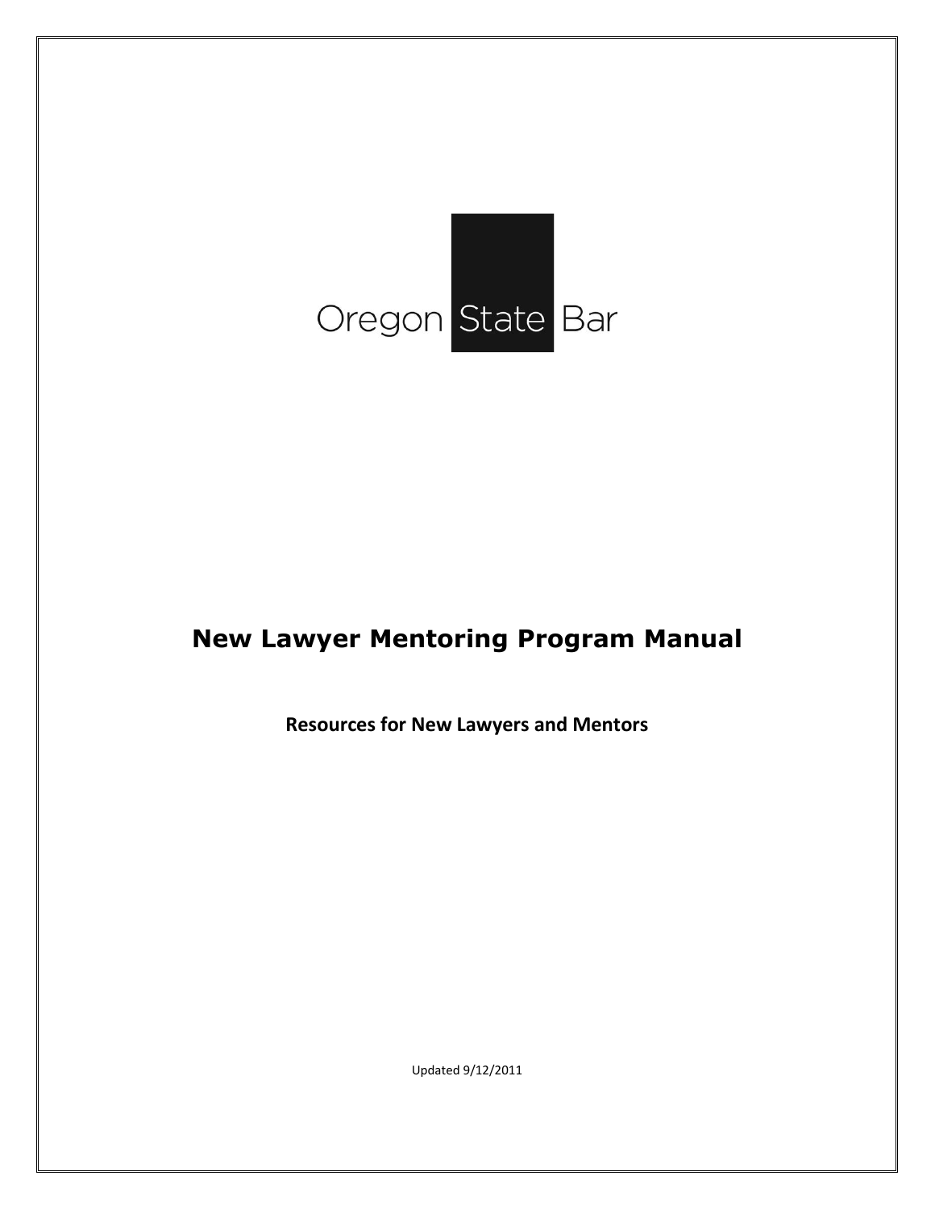Oregon State Bar

# New Lawyer Mentoring Program Manual

**Resources for New Lawyers and Mentors**

Updated 9/12/2011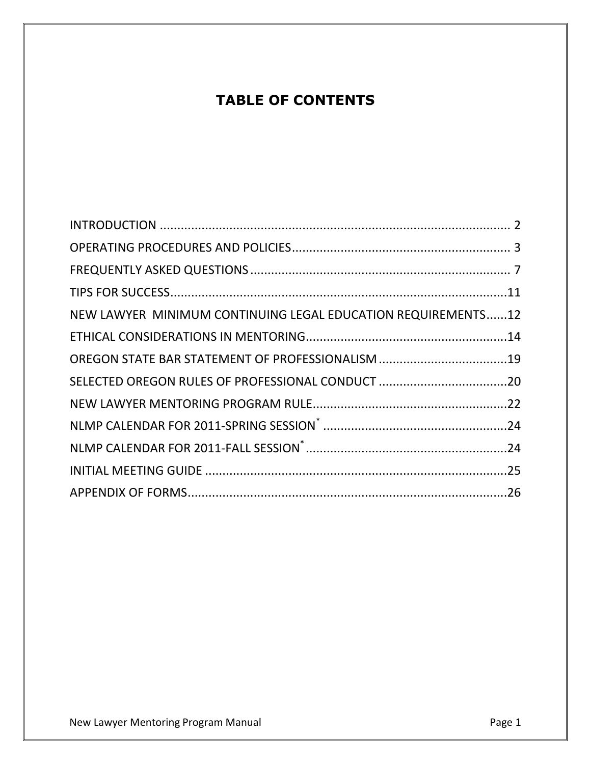# TABLE OF CONTENTS

INTRODUCTION ..................................................................................................... 2

OPERATING PROCEDURES AND POLICIES............................................................... 3

FREQUENTLY ASKED QUESTIONS ........................................................................... 7

TIPS FOR SUCCESS.................................................................................................11

NEW LAWYER MINIMUM CONTINUING LEGAL EDUCATION REQUIREMENTS......12

ETHICAL CONSIDERATIONS IN MENTORING..........................................................14

OREGON STATE BAR STATEMENT OF PROFESSIONALISM .....................................19

SELECTED OREGON RULES OF PROFESSIONAL CONDUCT .....................................20

NEW LAWYER MENTORING PROGRAM RULE........................................................22

NLMP CALENDAR FOR 2011-SPRING SESSION* .....................................................24

NLMP CALENDAR FOR 2011-FALL SESSION* ..........................................................24

INITIAL MEETING GUIDE .......................................................................................25

APPENDIX OF FORMS............................................................................................26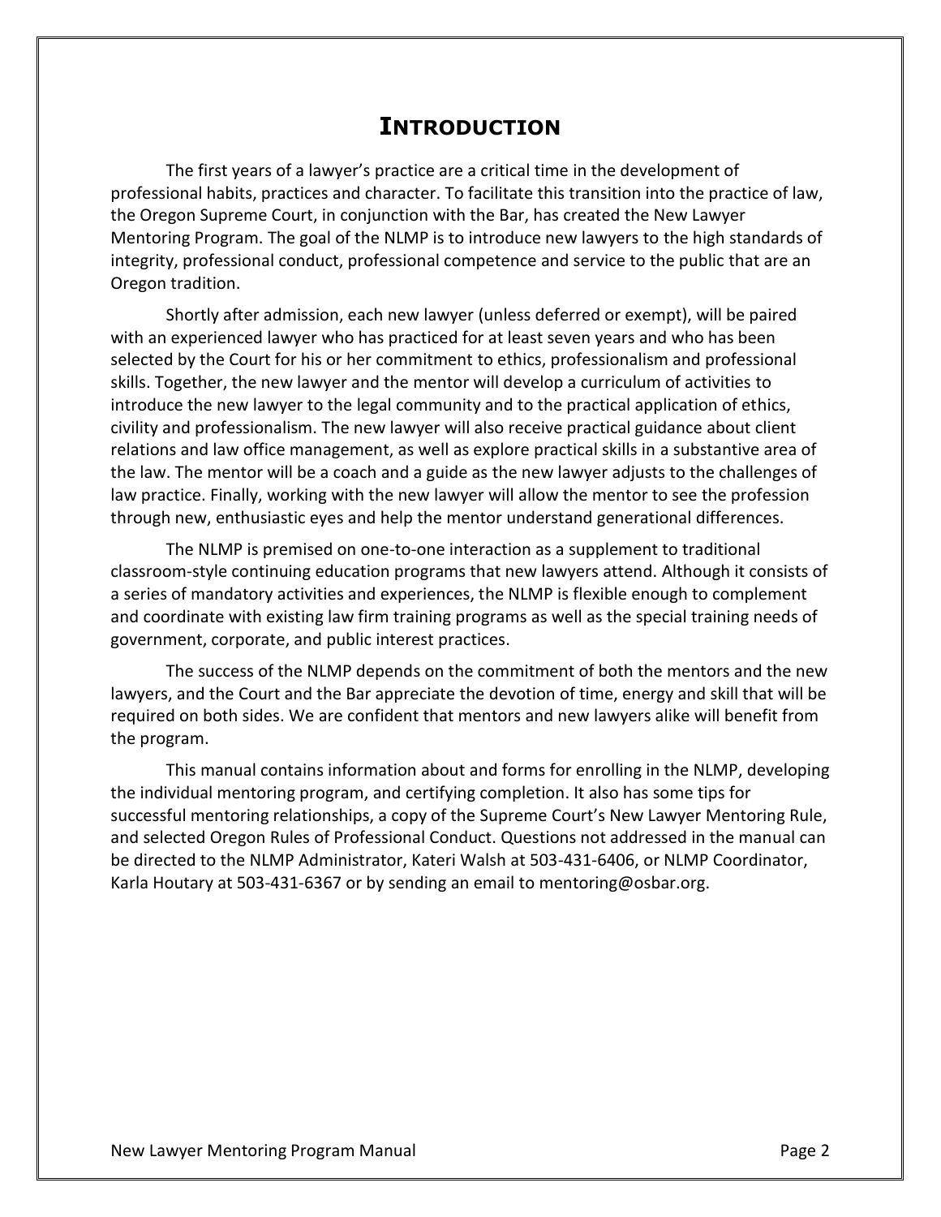# INTRODUCTION

The first years of a lawyer's practice are a critical time in the development of professional habits, practices and character. To facilitate this transition into the practice of law, the Oregon Supreme Court, in conjunction with the Bar, has created the New Lawyer Mentoring Program. The goal of the NLMP is to introduce new lawyers to the high standards of integrity, professional conduct, professional competence and service to the public that are an Oregon tradition.

Shortly after admission, each new lawyer (unless deferred or exempt), will be paired with an experienced lawyer who has practiced for at least seven years and who has been selected by the Court for his or her commitment to ethics, professionalism and professional skills. Together, the new lawyer and the mentor will develop a curriculum of activities to introduce the new lawyer to the legal community and to the practical application of ethics, civility and professionalism. The new lawyer will also receive practical guidance about client relations and law office management, as well as explore practical skills in a substantive area of the law. The mentor will be a coach and a guide as the new lawyer adjusts to the challenges of law practice. Finally, working with the new lawyer will allow the mentor to see the profession through new, enthusiastic eyes and help the mentor understand generational differences.

The NLMP is premised on one-to-one interaction as a supplement to traditional classroom-style continuing education programs that new lawyers attend. Although it consists of a series of mandatory activities and experiences, the NLMP is flexible enough to complement and coordinate with existing law firm training programs as well as the special training needs of government, corporate, and public interest practices.

The success of the NLMP depends on the commitment of both the mentors and the new lawyers, and the Court and the Bar appreciate the devotion of time, energy and skill that will be required on both sides. We are confident that mentors and new lawyers alike will benefit from the program.

This manual contains information about and forms for enrolling in the NLMP, developing the individual mentoring program, and certifying completion. It also has some tips for successful mentoring relationships, a copy of the Supreme Court's New Lawyer Mentoring Rule, and selected Oregon Rules of Professional Conduct. Questions not addressed in the manual can be directed to the NLMP Administrator, Kateri Walsh at 503-431-6406, or NLMP Coordinator, Karla Houtary at 503-431-6367 or by sending an email to mentoring@osbar.org.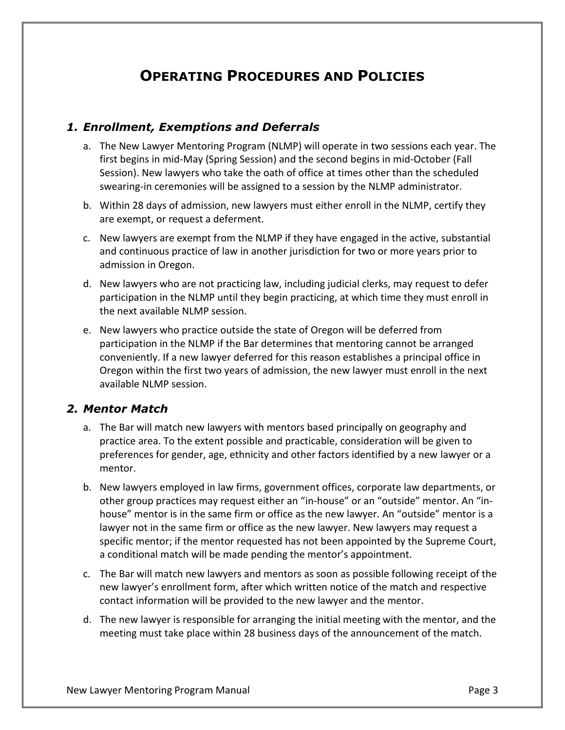# Operating Procedures and Policies

## *1. Enrollment, Exemptions and Deferrals*

a. The New Lawyer Mentoring Program (NLMP) will operate in two sessions each year. The first begins in mid-May (Spring Session) and the second begins in mid-October (Fall Session). New lawyers who take the oath of office at times other than the scheduled swearing-in ceremonies will be assigned to a session by the NLMP administrator.

b. Within 28 days of admission, new lawyers must either enroll in the NLMP, certify they are exempt, or request a deferment.

c. New lawyers are exempt from the NLMP if they have engaged in the active, substantial and continuous practice of law in another jurisdiction for two or more years prior to admission in Oregon.

d. New lawyers who are not practicing law, including judicial clerks, may request to defer participation in the NLMP until they begin practicing, at which time they must enroll in the next available NLMP session.

e. New lawyers who practice outside the state of Oregon will be deferred from participation in the NLMP if the Bar determines that mentoring cannot be arranged conveniently. If a new lawyer deferred for this reason establishes a principal office in Oregon within the first two years of admission, the new lawyer must enroll in the next available NLMP session.

## *2. Mentor Match*

a. The Bar will match new lawyers with mentors based principally on geography and practice area. To the extent possible and practicable, consideration will be given to preferences for gender, age, ethnicity and other factors identified by a new lawyer or a mentor.

b. New lawyers employed in law firms, government offices, corporate law departments, or other group practices may request either an "in-house" or an "outside" mentor. An "in-house" mentor is in the same firm or office as the new lawyer. An "outside" mentor is a lawyer not in the same firm or office as the new lawyer. New lawyers may request a specific mentor; if the mentor requested has not been appointed by the Supreme Court, a conditional match will be made pending the mentor's appointment.

c. The Bar will match new lawyers and mentors as soon as possible following receipt of the new lawyer's enrollment form, after which written notice of the match and respective contact information will be provided to the new lawyer and the mentor.

d. The new lawyer is responsible for arranging the initial meeting with the mentor, and the meeting must take place within 28 business days of the announcement of the match.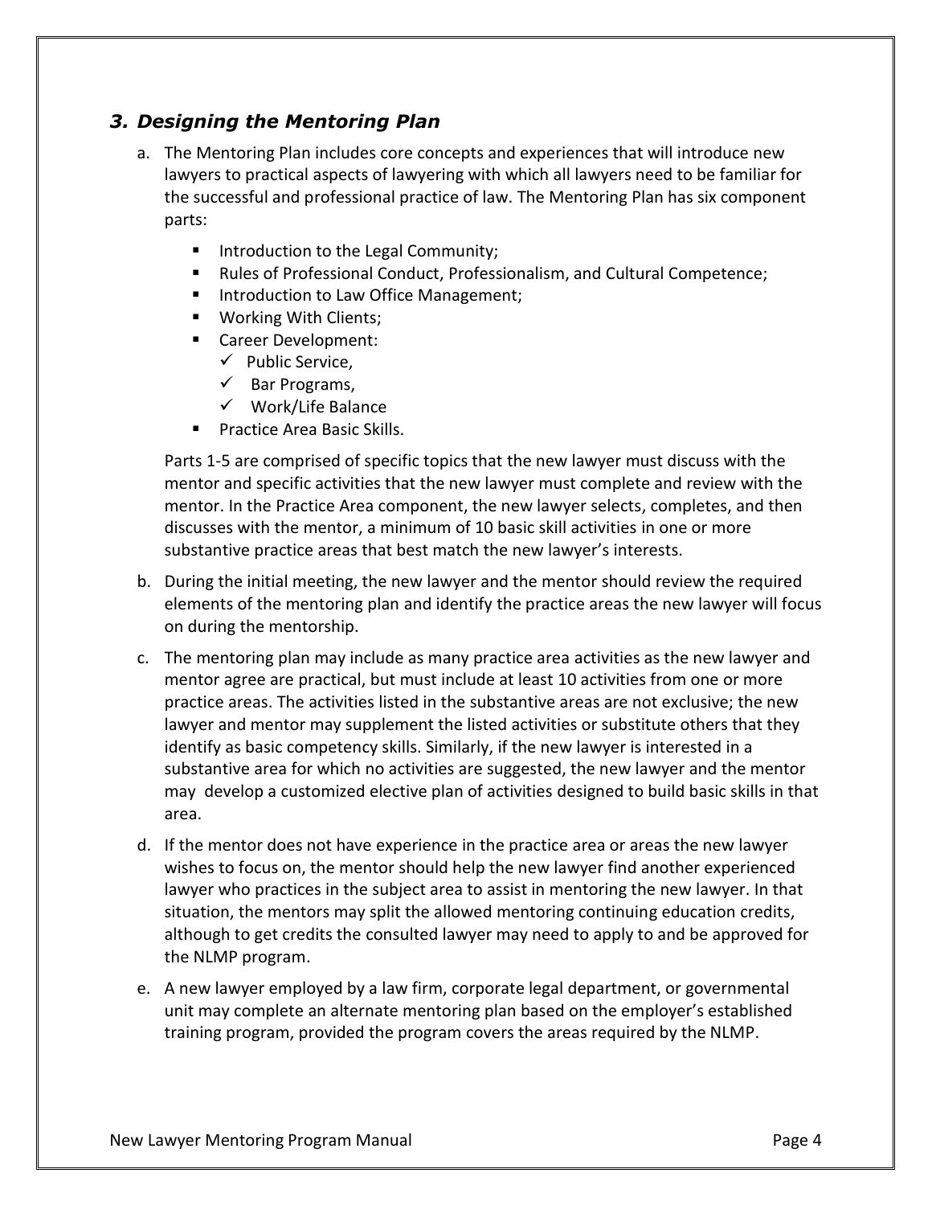## *3. Designing the Mentoring Plan*

a. The Mentoring Plan includes core concepts and experiences that will introduce new lawyers to practical aspects of lawyering with which all lawyers need to be familiar for the successful and professional practice of law. The Mentoring Plan has six component parts:

   - Introduction to the Legal Community;
   - Rules of Professional Conduct, Professionalism, and Cultural Competence;
   - Introduction to Law Office Management;
   - Working With Clients;
   - Career Development:
     - ✓ Public Service,
     - ✓ Bar Programs,
     - ✓ Work/Life Balance
   - Practice Area Basic Skills.

   Parts 1-5 are comprised of specific topics that the new lawyer must discuss with the mentor and specific activities that the new lawyer must complete and review with the mentor. In the Practice Area component, the new lawyer selects, completes, and then discusses with the mentor, a minimum of 10 basic skill activities in one or more substantive practice areas that best match the new lawyer's interests.

b. During the initial meeting, the new lawyer and the mentor should review the required elements of the mentoring plan and identify the practice areas the new lawyer will focus on during the mentorship.

c. The mentoring plan may include as many practice area activities as the new lawyer and mentor agree are practical, but must include at least 10 activities from one or more practice areas. The activities listed in the substantive areas are not exclusive; the new lawyer and mentor may supplement the listed activities or substitute others that they identify as basic competency skills. Similarly, if the new lawyer is interested in a substantive area for which no activities are suggested, the new lawyer and the mentor may develop a customized elective plan of activities designed to build basic skills in that area.

d. If the mentor does not have experience in the practice area or areas the new lawyer wishes to focus on, the mentor should help the new lawyer find another experienced lawyer who practices in the subject area to assist in mentoring the new lawyer. In that situation, the mentors may split the allowed mentoring continuing education credits, although to get credits the consulted lawyer may need to apply to and be approved for the NLMP program.

e. A new lawyer employed by a law firm, corporate legal department, or governmental unit may complete an alternate mentoring plan based on the employer's established training program, provided the program covers the areas required by the NLMP.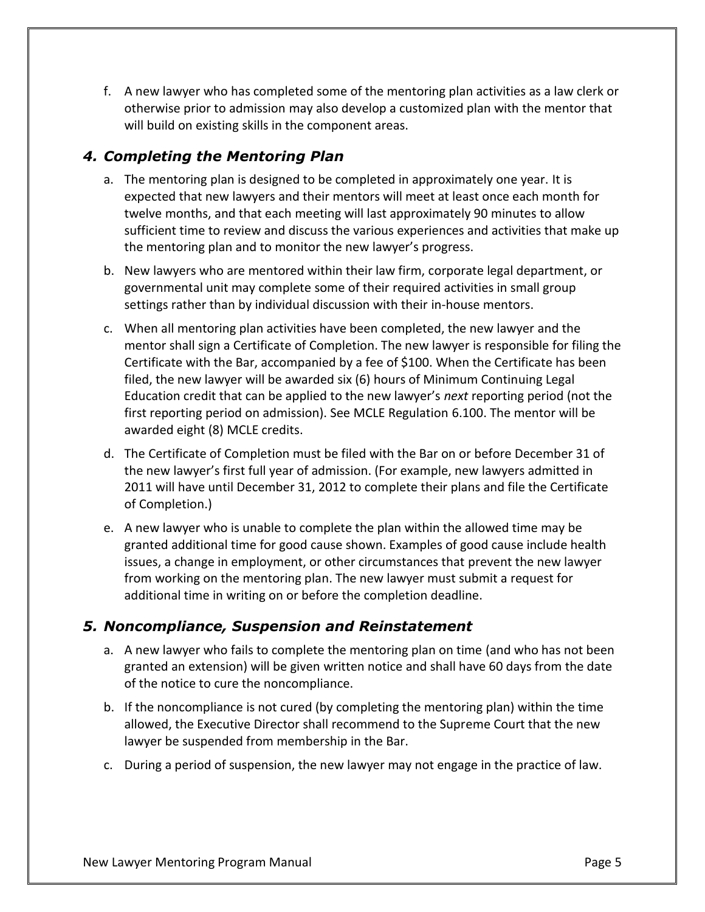f. A new lawyer who has completed some of the mentoring plan activities as a law clerk or otherwise prior to admission may also develop a customized plan with the mentor that will build on existing skills in the component areas.

### *4. Completing the Mentoring Plan*

a. The mentoring plan is designed to be completed in approximately one year. It is expected that new lawyers and their mentors will meet at least once each month for twelve months, and that each meeting will last approximately 90 minutes to allow sufficient time to review and discuss the various experiences and activities that make up the mentoring plan and to monitor the new lawyer's progress.

b. New lawyers who are mentored within their law firm, corporate legal department, or governmental unit may complete some of their required activities in small group settings rather than by individual discussion with their in-house mentors.

c. When all mentoring plan activities have been completed, the new lawyer and the mentor shall sign a Certificate of Completion. The new lawyer is responsible for filing the Certificate with the Bar, accompanied by a fee of $100. When the Certificate has been filed, the new lawyer will be awarded six (6) hours of Minimum Continuing Legal Education credit that can be applied to the new lawyer's *next* reporting period (not the first reporting period on admission). See MCLE Regulation 6.100. The mentor will be awarded eight (8) MCLE credits.

d. The Certificate of Completion must be filed with the Bar on or before December 31 of the new lawyer's first full year of admission. (For example, new lawyers admitted in 2011 will have until December 31, 2012 to complete their plans and file the Certificate of Completion.)

e. A new lawyer who is unable to complete the plan within the allowed time may be granted additional time for good cause shown. Examples of good cause include health issues, a change in employment, or other circumstances that prevent the new lawyer from working on the mentoring plan. The new lawyer must submit a request for additional time in writing on or before the completion deadline.

### *5. Noncompliance, Suspension and Reinstatement*

a. A new lawyer who fails to complete the mentoring plan on time (and who has not been granted an extension) will be given written notice and shall have 60 days from the date of the notice to cure the noncompliance.

b. If the noncompliance is not cured (by completing the mentoring plan) within the time allowed, the Executive Director shall recommend to the Supreme Court that the new lawyer be suspended from membership in the Bar.

c. During a period of suspension, the new lawyer may not engage in the practice of law.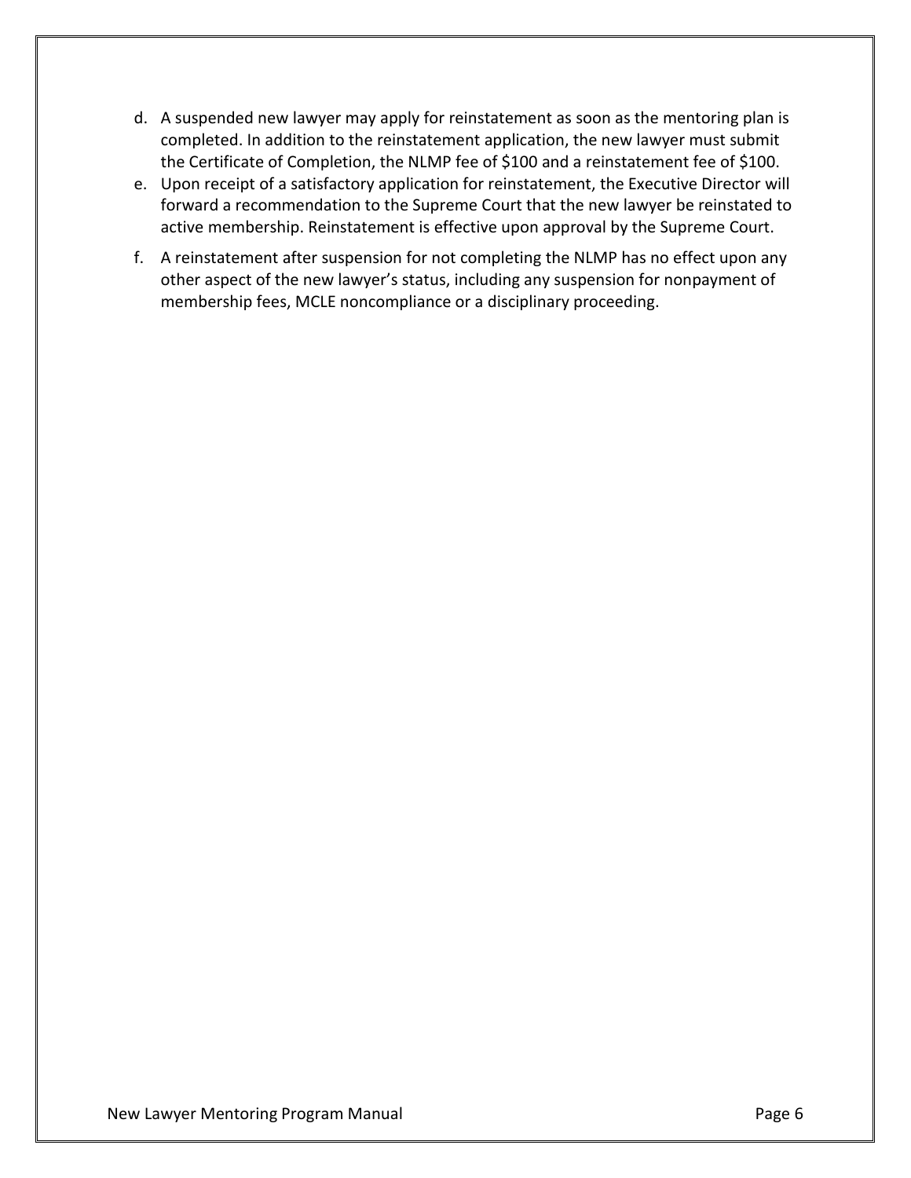d. A suspended new lawyer may apply for reinstatement as soon as the mentoring plan is completed. In addition to the reinstatement application, the new lawyer must submit the Certificate of Completion, the NLMP fee of $100 and a reinstatement fee of $100.

e. Upon receipt of a satisfactory application for reinstatement, the Executive Director will forward a recommendation to the Supreme Court that the new lawyer be reinstated to active membership. Reinstatement is effective upon approval by the Supreme Court.

f. A reinstatement after suspension for not completing the NLMP has no effect upon any other aspect of the new lawyer's status, including any suspension for nonpayment of membership fees, MCLE noncompliance or a disciplinary proceeding.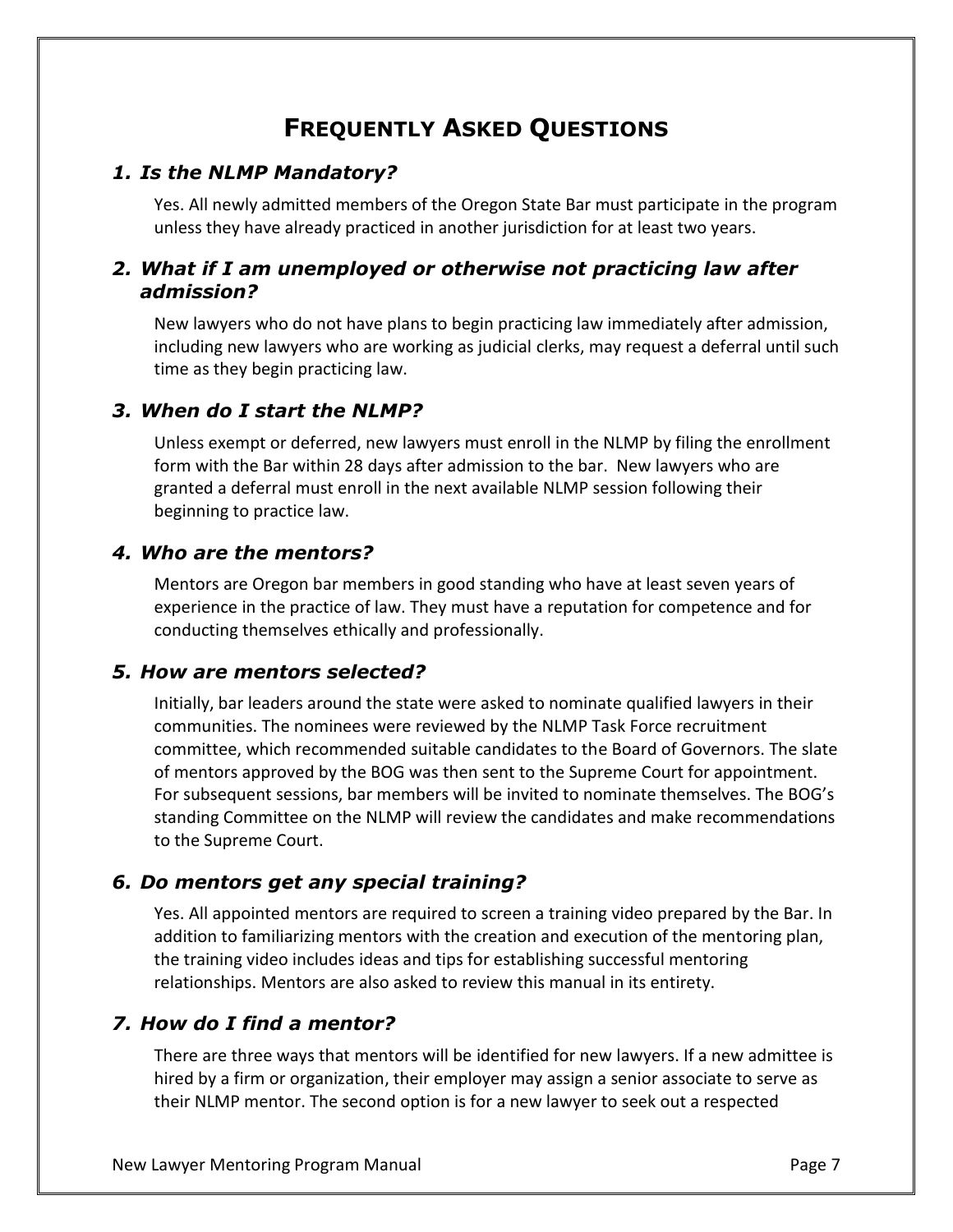# FREQUENTLY ASKED QUESTIONS

### *1. Is the NLMP Mandatory?*

Yes. All newly admitted members of the Oregon State Bar must participate in the program unless they have already practiced in another jurisdiction for at least two years.

### *2. What if I am unemployed or otherwise not practicing law after admission?*

New lawyers who do not have plans to begin practicing law immediately after admission, including new lawyers who are working as judicial clerks, may request a deferral until such time as they begin practicing law.

### *3. When do I start the NLMP?*

Unless exempt or deferred, new lawyers must enroll in the NLMP by filing the enrollment form with the Bar within 28 days after admission to the bar. New lawyers who are granted a deferral must enroll in the next available NLMP session following their beginning to practice law.

### *4. Who are the mentors?*

Mentors are Oregon bar members in good standing who have at least seven years of experience in the practice of law. They must have a reputation for competence and for conducting themselves ethically and professionally.

### *5. How are mentors selected?*

Initially, bar leaders around the state were asked to nominate qualified lawyers in their communities. The nominees were reviewed by the NLMP Task Force recruitment committee, which recommended suitable candidates to the Board of Governors. The slate of mentors approved by the BOG was then sent to the Supreme Court for appointment. For subsequent sessions, bar members will be invited to nominate themselves. The BOG's standing Committee on the NLMP will review the candidates and make recommendations to the Supreme Court.

### *6. Do mentors get any special training?*

Yes. All appointed mentors are required to screen a training video prepared by the Bar. In addition to familiarizing mentors with the creation and execution of the mentoring plan, the training video includes ideas and tips for establishing successful mentoring relationships. Mentors are also asked to review this manual in its entirety.

### *7. How do I find a mentor?*

There are three ways that mentors will be identified for new lawyers. If a new admittee is hired by a firm or organization, their employer may assign a senior associate to serve as their NLMP mentor. The second option is for a new lawyer to seek out a respected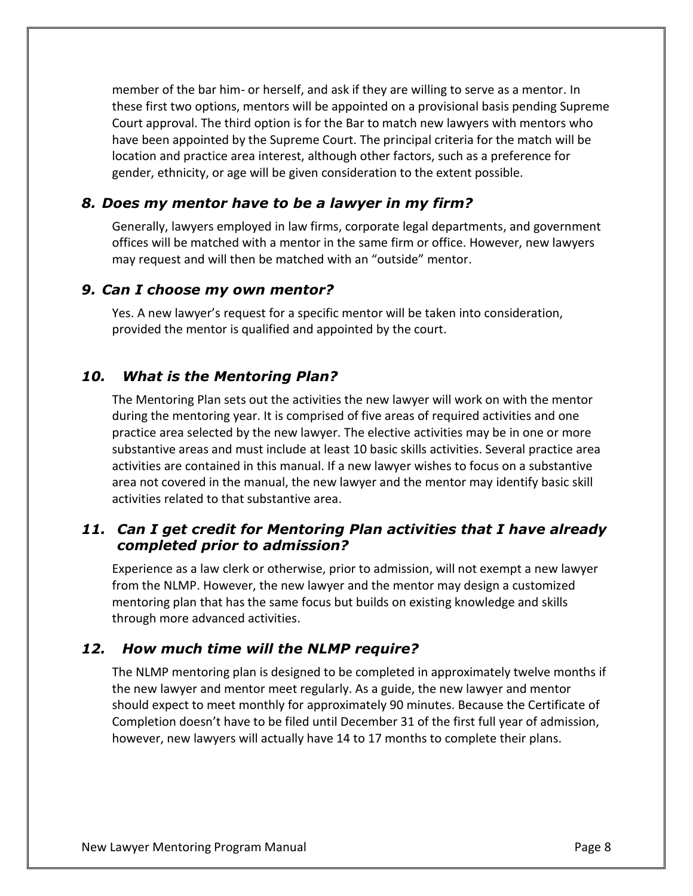member of the bar him- or herself, and ask if they are willing to serve as a mentor. In these first two options, mentors will be appointed on a provisional basis pending Supreme Court approval. The third option is for the Bar to match new lawyers with mentors who have been appointed by the Supreme Court. The principal criteria for the match will be location and practice area interest, although other factors, such as a preference for gender, ethnicity, or age will be given consideration to the extent possible.

### *8. Does my mentor have to be a lawyer in my firm?*

Generally, lawyers employed in law firms, corporate legal departments, and government offices will be matched with a mentor in the same firm or office. However, new lawyers may request and will then be matched with an "outside" mentor.

### *9. Can I choose my own mentor?*

Yes. A new lawyer's request for a specific mentor will be taken into consideration, provided the mentor is qualified and appointed by the court.

### *10. What is the Mentoring Plan?*

The Mentoring Plan sets out the activities the new lawyer will work on with the mentor during the mentoring year. It is comprised of five areas of required activities and one practice area selected by the new lawyer. The elective activities may be in one or more substantive areas and must include at least 10 basic skills activities. Several practice area activities are contained in this manual. If a new lawyer wishes to focus on a substantive area not covered in the manual, the new lawyer and the mentor may identify basic skill activities related to that substantive area.

### *11. Can I get credit for Mentoring Plan activities that I have already completed prior to admission?*

Experience as a law clerk or otherwise, prior to admission, will not exempt a new lawyer from the NLMP. However, the new lawyer and the mentor may design a customized mentoring plan that has the same focus but builds on existing knowledge and skills through more advanced activities.

### *12. How much time will the NLMP require?*

The NLMP mentoring plan is designed to be completed in approximately twelve months if the new lawyer and mentor meet regularly. As a guide, the new lawyer and mentor should expect to meet monthly for approximately 90 minutes. Because the Certificate of Completion doesn't have to be filed until December 31 of the first full year of admission, however, new lawyers will actually have 14 to 17 months to complete their plans.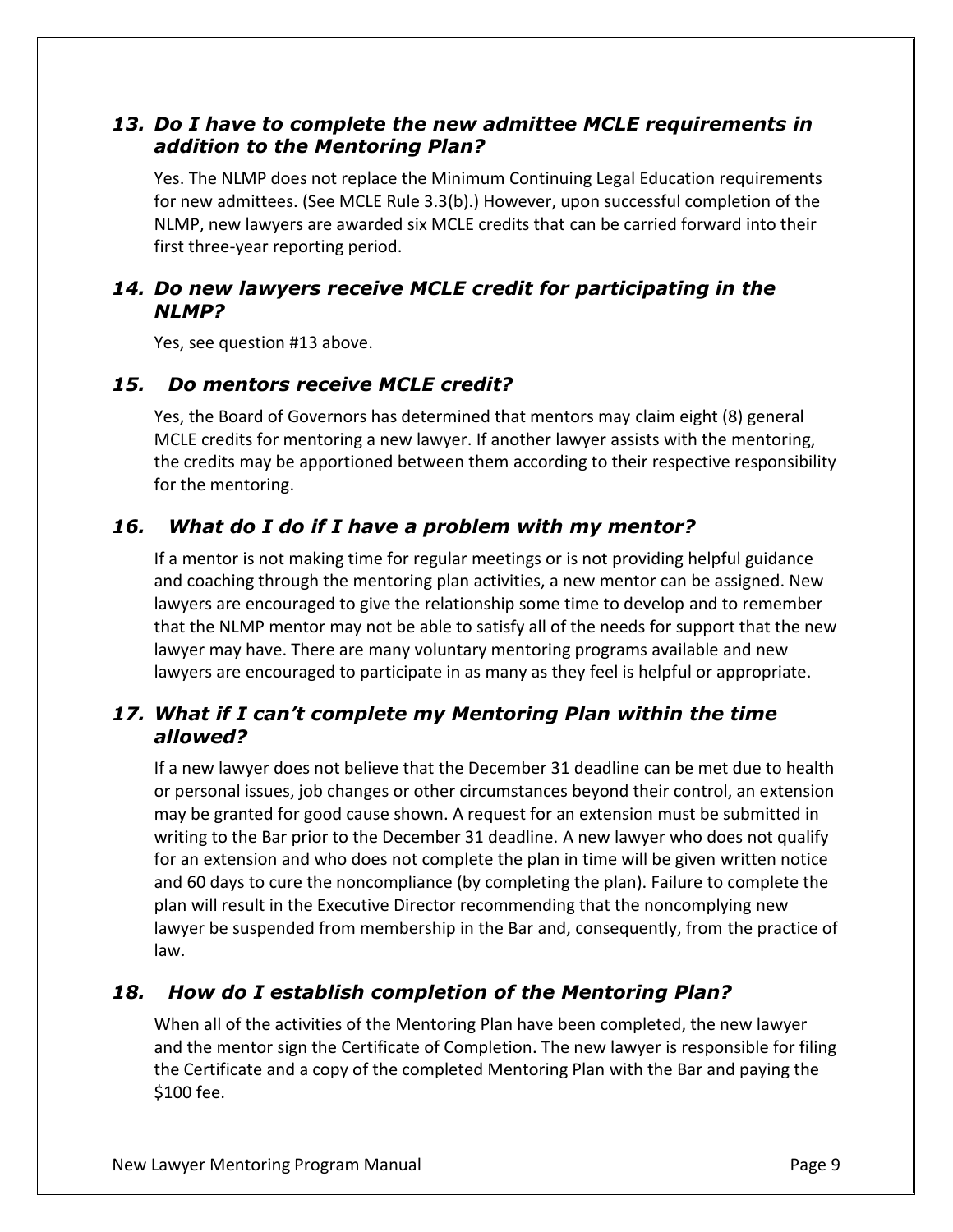### *13. Do I have to complete the new admittee MCLE requirements in addition to the Mentoring Plan?*

Yes. The NLMP does not replace the Minimum Continuing Legal Education requirements for new admittees. (See MCLE Rule 3.3(b).) However, upon successful completion of the NLMP, new lawyers are awarded six MCLE credits that can be carried forward into their first three-year reporting period.

### *14. Do new lawyers receive MCLE credit for participating in the NLMP?*

Yes, see question #13 above.

### *15. Do mentors receive MCLE credit?*

Yes, the Board of Governors has determined that mentors may claim eight (8) general MCLE credits for mentoring a new lawyer. If another lawyer assists with the mentoring, the credits may be apportioned between them according to their respective responsibility for the mentoring.

### *16. What do I do if I have a problem with my mentor?*

If a mentor is not making time for regular meetings or is not providing helpful guidance and coaching through the mentoring plan activities, a new mentor can be assigned. New lawyers are encouraged to give the relationship some time to develop and to remember that the NLMP mentor may not be able to satisfy all of the needs for support that the new lawyer may have. There are many voluntary mentoring programs available and new lawyers are encouraged to participate in as many as they feel is helpful or appropriate.

### *17. What if I can't complete my Mentoring Plan within the time allowed?*

If a new lawyer does not believe that the December 31 deadline can be met due to health or personal issues, job changes or other circumstances beyond their control, an extension may be granted for good cause shown. A request for an extension must be submitted in writing to the Bar prior to the December 31 deadline. A new lawyer who does not qualify for an extension and who does not complete the plan in time will be given written notice and 60 days to cure the noncompliance (by completing the plan). Failure to complete the plan will result in the Executive Director recommending that the noncomplying new lawyer be suspended from membership in the Bar and, consequently, from the practice of law.

### *18. How do I establish completion of the Mentoring Plan?*

When all of the activities of the Mentoring Plan have been completed, the new lawyer and the mentor sign the Certificate of Completion. The new lawyer is responsible for filing the Certificate and a copy of the completed Mentoring Plan with the Bar and paying the $100 fee.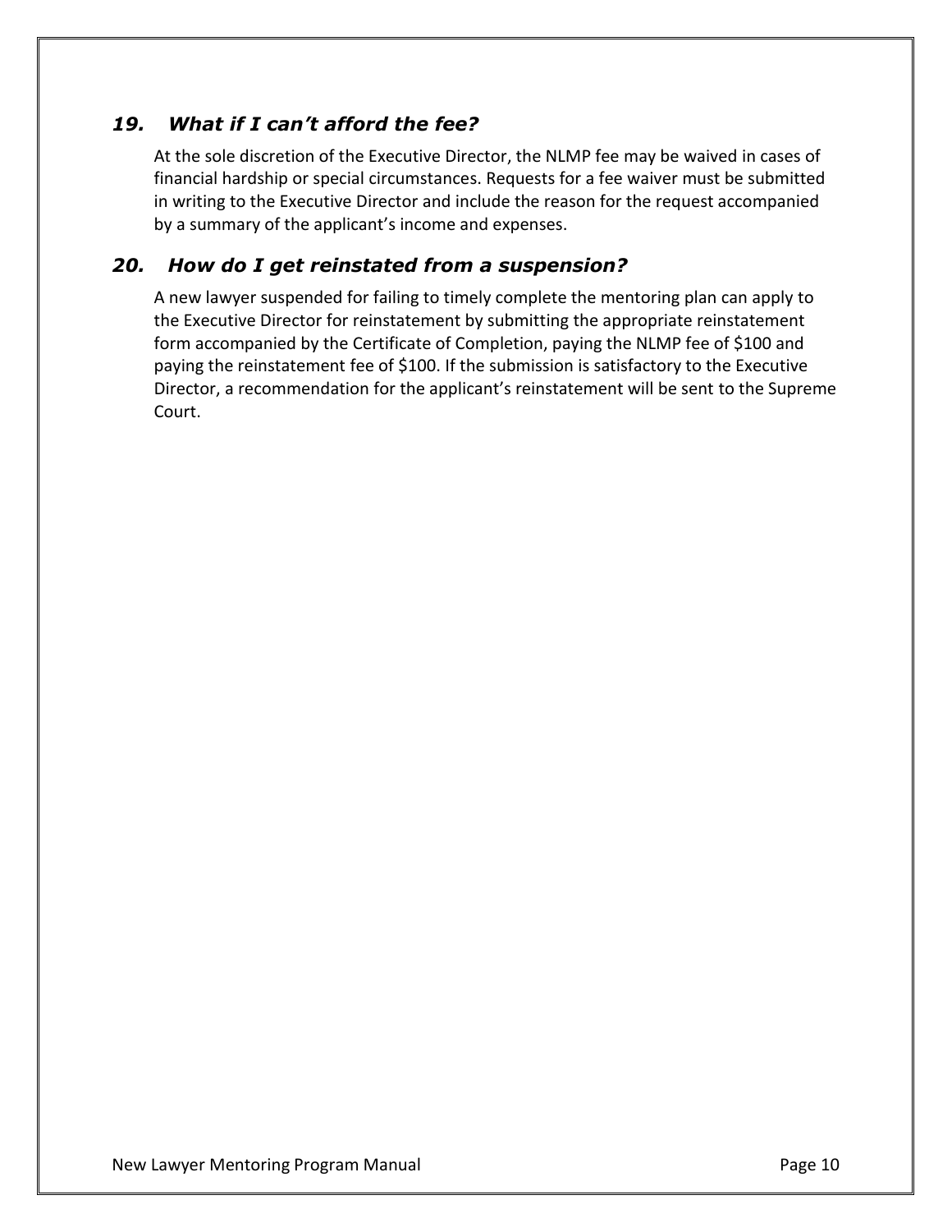### *19. What if I can't afford the fee?*

At the sole discretion of the Executive Director, the NLMP fee may be waived in cases of financial hardship or special circumstances. Requests for a fee waiver must be submitted in writing to the Executive Director and include the reason for the request accompanied by a summary of the applicant's income and expenses.

### *20. How do I get reinstated from a suspension?*

A new lawyer suspended for failing to timely complete the mentoring plan can apply to the Executive Director for reinstatement by submitting the appropriate reinstatement form accompanied by the Certificate of Completion, paying the NLMP fee of $100 and paying the reinstatement fee of $100. If the submission is satisfactory to the Executive Director, a recommendation for the applicant's reinstatement will be sent to the Supreme Court.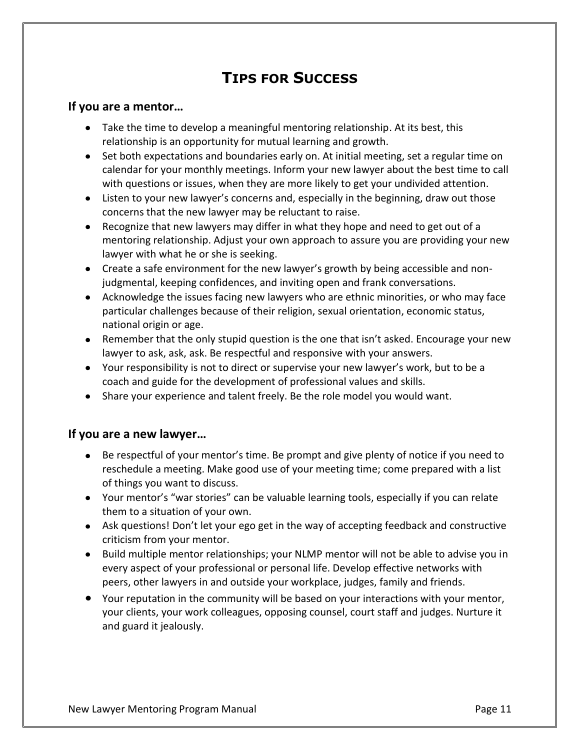# TIPS FOR SUCCESS

## If you are a mentor…

- Take the time to develop a meaningful mentoring relationship. At its best, this relationship is an opportunity for mutual learning and growth.
- Set both expectations and boundaries early on. At initial meeting, set a regular time on calendar for your monthly meetings. Inform your new lawyer about the best time to call with questions or issues, when they are more likely to get your undivided attention.
- Listen to your new lawyer's concerns and, especially in the beginning, draw out those concerns that the new lawyer may be reluctant to raise.
- Recognize that new lawyers may differ in what they hope and need to get out of a mentoring relationship. Adjust your own approach to assure you are providing your new lawyer with what he or she is seeking.
- Create a safe environment for the new lawyer's growth by being accessible and non-judgmental, keeping confidences, and inviting open and frank conversations.
- Acknowledge the issues facing new lawyers who are ethnic minorities, or who may face particular challenges because of their religion, sexual orientation, economic status, national origin or age.
- Remember that the only stupid question is the one that isn't asked. Encourage your new lawyer to ask, ask, ask. Be respectful and responsive with your answers.
- Your responsibility is not to direct or supervise your new lawyer's work, but to be a coach and guide for the development of professional values and skills.
- Share your experience and talent freely. Be the role model you would want.

## If you are a new lawyer…

- Be respectful of your mentor's time. Be prompt and give plenty of notice if you need to reschedule a meeting. Make good use of your meeting time; come prepared with a list of things you want to discuss.
- Your mentor's "war stories" can be valuable learning tools, especially if you can relate them to a situation of your own.
- Ask questions! Don't let your ego get in the way of accepting feedback and constructive criticism from your mentor.
- Build multiple mentor relationships; your NLMP mentor will not be able to advise you in every aspect of your professional or personal life. Develop effective networks with peers, other lawyers in and outside your workplace, judges, family and friends.
- Your reputation in the community will be based on your interactions with your mentor, your clients, your work colleagues, opposing counsel, court staff and judges. Nurture it and guard it jealously.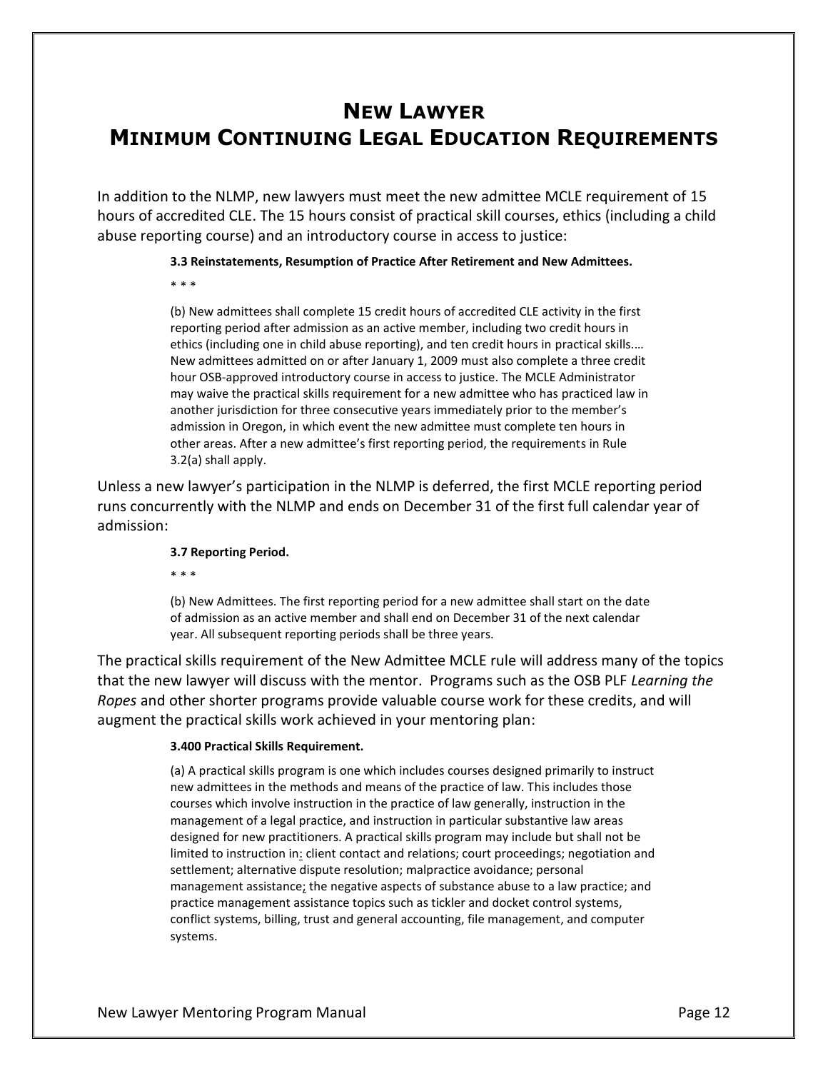# NEW LAWYER MINIMUM CONTINUING LEGAL EDUCATION REQUIREMENTS

In addition to the NLMP, new lawyers must meet the new admittee MCLE requirement of 15 hours of accredited CLE. The 15 hours consist of practical skill courses, ethics (including a child abuse reporting course) and an introductory course in access to justice:

> **3.3 Reinstatements, Resumption of Practice After Retirement and New Admittees.**
>
> * * *
>
> (b) New admittees shall complete 15 credit hours of accredited CLE activity in the first reporting period after admission as an active member, including two credit hours in ethics (including one in child abuse reporting), and ten credit hours in practical skills.… New admittees admitted on or after January 1, 2009 must also complete a three credit hour OSB-approved introductory course in access to justice. The MCLE Administrator may waive the practical skills requirement for a new admittee who has practiced law in another jurisdiction for three consecutive years immediately prior to the member's admission in Oregon, in which event the new admittee must complete ten hours in other areas. After a new admittee's first reporting period, the requirements in Rule 3.2(a) shall apply.

Unless a new lawyer's participation in the NLMP is deferred, the first MCLE reporting period runs concurrently with the NLMP and ends on December 31 of the first full calendar year of admission:

> **3.7 Reporting Period.**
>
> * * *
>
> (b) New Admittees. The first reporting period for a new admittee shall start on the date of admission as an active member and shall end on December 31 of the next calendar year. All subsequent reporting periods shall be three years.

The practical skills requirement of the New Admittee MCLE rule will address many of the topics that the new lawyer will discuss with the mentor. Programs such as the OSB PLF *Learning the Ropes* and other shorter programs provide valuable course work for these credits, and will augment the practical skills work achieved in your mentoring plan:

> **3.400 Practical Skills Requirement.**
>
> (a) A practical skills program is one which includes courses designed primarily to instruct new admittees in the methods and means of the practice of law. This includes those courses which involve instruction in the practice of law generally, instruction in the management of a legal practice, and instruction in particular substantive law areas designed for new practitioners. A practical skills program may include but shall not be limited to instruction in: client contact and relations; court proceedings; negotiation and settlement; alternative dispute resolution; malpractice avoidance; personal management assistance; the negative aspects of substance abuse to a law practice; and practice management assistance topics such as tickler and docket control systems, conflict systems, billing, trust and general accounting, file management, and computer systems.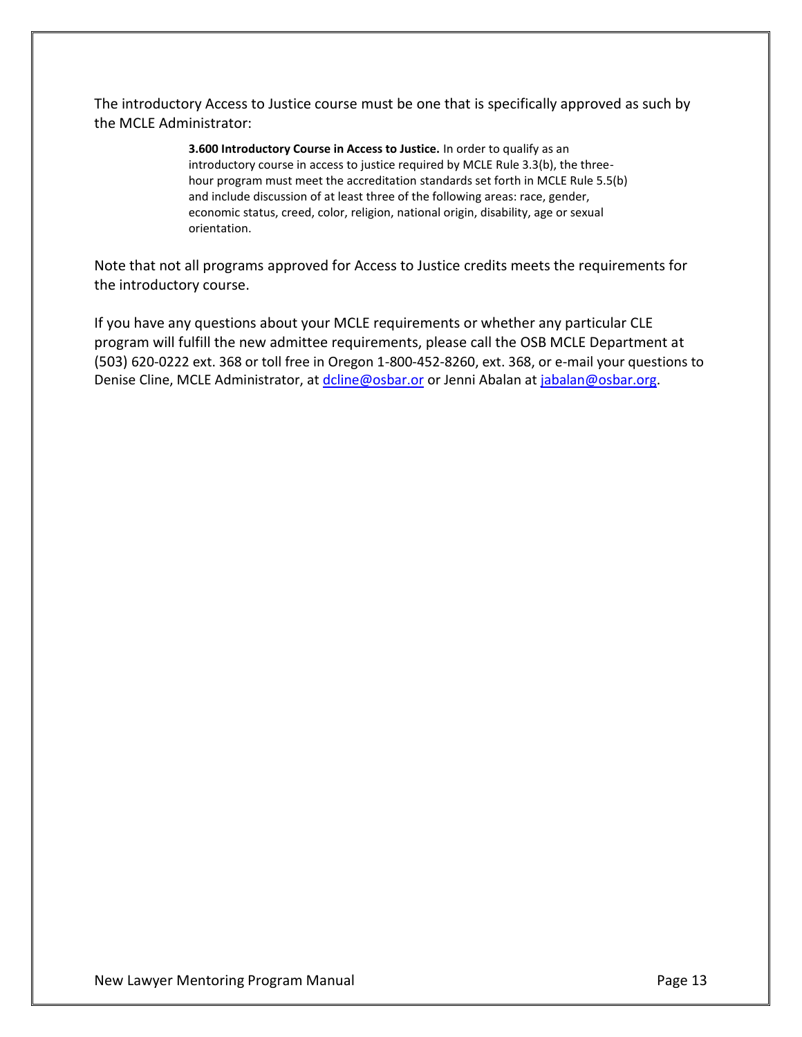The introductory Access to Justice course must be one that is specifically approved as such by the MCLE Administrator:

> **3.600 Introductory Course in Access to Justice.** In order to qualify as an introductory course in access to justice required by MCLE Rule 3.3(b), the three-hour program must meet the accreditation standards set forth in MCLE Rule 5.5(b) and include discussion of at least three of the following areas: race, gender, economic status, creed, color, religion, national origin, disability, age or sexual orientation.

Note that not all programs approved for Access to Justice credits meets the requirements for the introductory course.

If you have any questions about your MCLE requirements or whether any particular CLE program will fulfill the new admittee requirements, please call the OSB MCLE Department at (503) 620-0222 ext. 368 or toll free in Oregon 1-800-452-8260, ext. 368, or e-mail your questions to Denise Cline, MCLE Administrator, at dcline@osbar.or or Jenni Abalan at jabalan@osbar.org.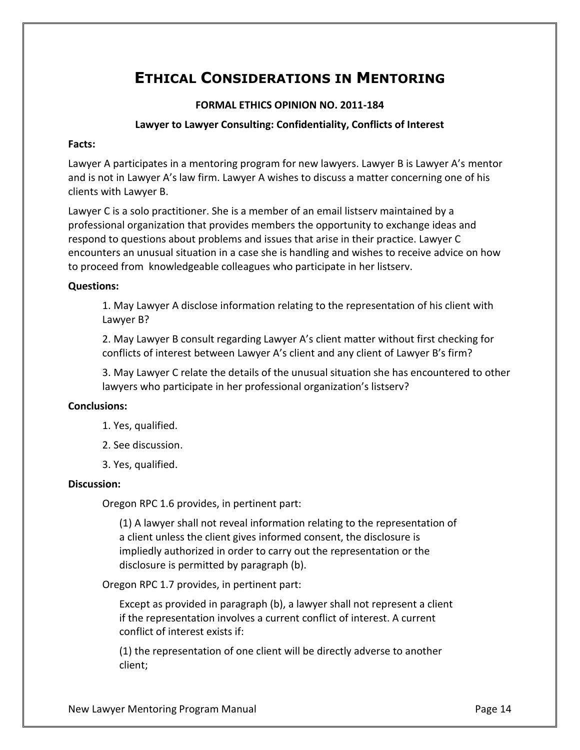# ETHICAL CONSIDERATIONS IN MENTORING

**FORMAL ETHICS OPINION NO. 2011-184**

**Lawyer to Lawyer Consulting: Confidentiality, Conflicts of Interest**

**Facts:**

Lawyer A participates in a mentoring program for new lawyers. Lawyer B is Lawyer A's mentor and is not in Lawyer A's law firm. Lawyer A wishes to discuss a matter concerning one of his clients with Lawyer B.

Lawyer C is a solo practitioner. She is a member of an email listserv maintained by a professional organization that provides members the opportunity to exchange ideas and respond to questions about problems and issues that arise in their practice. Lawyer C encounters an unusual situation in a case she is handling and wishes to receive advice on how to proceed from knowledgeable colleagues who participate in her listserv.

**Questions:**

1. May Lawyer A disclose information relating to the representation of his client with Lawyer B?

2. May Lawyer B consult regarding Lawyer A's client matter without first checking for conflicts of interest between Lawyer A's client and any client of Lawyer B's firm?

3. May Lawyer C relate the details of the unusual situation she has encountered to other lawyers who participate in her professional organization's listserv?

**Conclusions:**

1. Yes, qualified.

2. See discussion.

3. Yes, qualified.

**Discussion:**

Oregon RPC 1.6 provides, in pertinent part:

> (1) A lawyer shall not reveal information relating to the representation of a client unless the client gives informed consent, the disclosure is impliedly authorized in order to carry out the representation or the disclosure is permitted by paragraph (b).

Oregon RPC 1.7 provides, in pertinent part:

> Except as provided in paragraph (b), a lawyer shall not represent a client if the representation involves a current conflict of interest. A current conflict of interest exists if:
>
> (1) the representation of one client will be directly adverse to another client;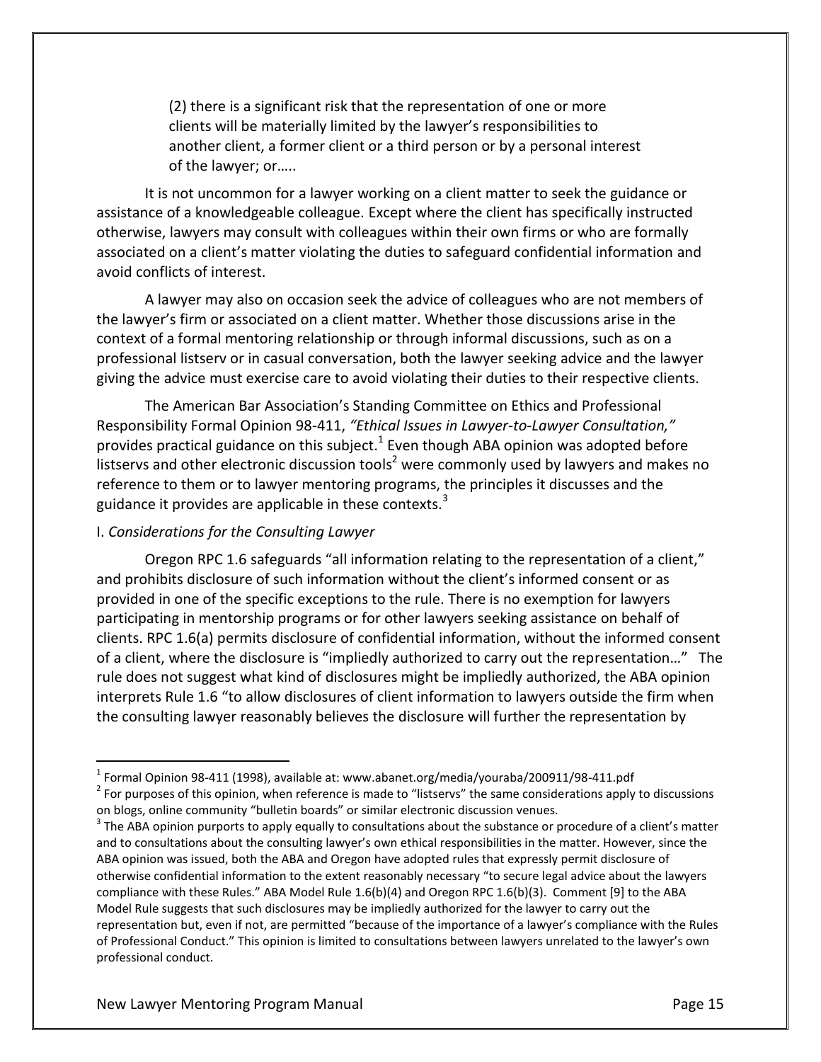(2) there is a significant risk that the representation of one or more clients will be materially limited by the lawyer's responsibilities to another client, a former client or a third person or by a personal interest of the lawyer; or…..

It is not uncommon for a lawyer working on a client matter to seek the guidance or assistance of a knowledgeable colleague. Except where the client has specifically instructed otherwise, lawyers may consult with colleagues within their own firms or who are formally associated on a client's matter violating the duties to safeguard confidential information and avoid conflicts of interest.

A lawyer may also on occasion seek the advice of colleagues who are not members of the lawyer's firm or associated on a client matter. Whether those discussions arise in the context of a formal mentoring relationship or through informal discussions, such as on a professional listserv or in casual conversation, both the lawyer seeking advice and the lawyer giving the advice must exercise care to avoid violating their duties to their respective clients.

The American Bar Association's Standing Committee on Ethics and Professional Responsibility Formal Opinion 98-411, *"Ethical Issues in Lawyer-to-Lawyer Consultation,"* provides practical guidance on this subject.[1] Even though ABA opinion was adopted before listservs and other electronic discussion tools[2] were commonly used by lawyers and makes no reference to them or to lawyer mentoring programs, the principles it discusses and the guidance it provides are applicable in these contexts.[3]

I. *Considerations for the Consulting Lawyer*

Oregon RPC 1.6 safeguards "all information relating to the representation of a client," and prohibits disclosure of such information without the client's informed consent or as provided in one of the specific exceptions to the rule. There is no exemption for lawyers participating in mentorship programs or for other lawyers seeking assistance on behalf of clients. RPC 1.6(a) permits disclosure of confidential information, without the informed consent of a client, where the disclosure is "impliedly authorized to carry out the representation…" The rule does not suggest what kind of disclosures might be impliedly authorized, the ABA opinion interprets Rule 1.6 "to allow disclosures of client information to lawyers outside the firm when the consulting lawyer reasonably believes the disclosure will further the representation by

---

[1] Formal Opinion 98-411 (1998), available at: www.abanet.org/media/youraba/200911/98-411.pdf

[2] For purposes of this opinion, when reference is made to "listservs" the same considerations apply to discussions on blogs, online community "bulletin boards" or similar electronic discussion venues.

[3] The ABA opinion purports to apply equally to consultations about the substance or procedure of a client's matter and to consultations about the consulting lawyer's own ethical responsibilities in the matter. However, since the ABA opinion was issued, both the ABA and Oregon have adopted rules that expressly permit disclosure of otherwise confidential information to the extent reasonably necessary "to secure legal advice about the lawyers compliance with these Rules." ABA Model Rule 1.6(b)(4) and Oregon RPC 1.6(b)(3). Comment [9] to the ABA Model Rule suggests that such disclosures may be impliedly authorized for the lawyer to carry out the representation but, even if not, are permitted "because of the importance of a lawyer's compliance with the Rules of Professional Conduct." This opinion is limited to consultations between lawyers unrelated to the lawyer's own professional conduct.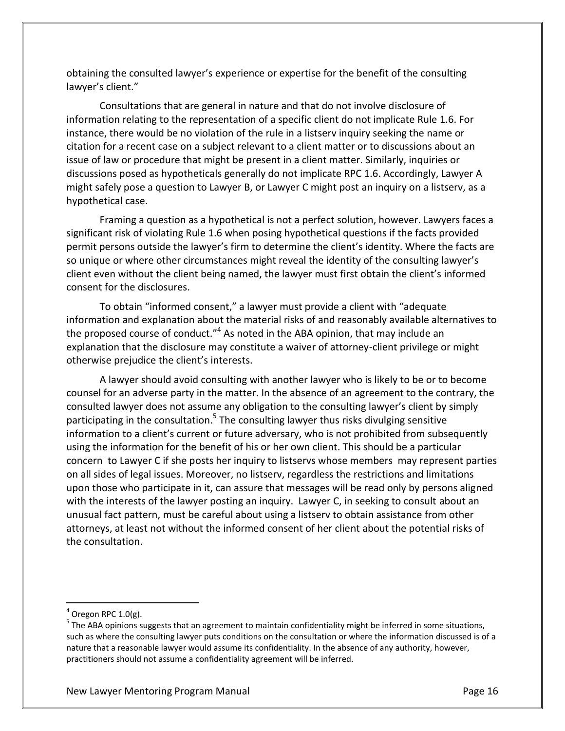obtaining the consulted lawyer's experience or expertise for the benefit of the consulting lawyer's client."

Consultations that are general in nature and that do not involve disclosure of information relating to the representation of a specific client do not implicate Rule 1.6. For instance, there would be no violation of the rule in a listserv inquiry seeking the name or citation for a recent case on a subject relevant to a client matter or to discussions about an issue of law or procedure that might be present in a client matter. Similarly, inquiries or discussions posed as hypotheticals generally do not implicate RPC 1.6. Accordingly, Lawyer A might safely pose a question to Lawyer B, or Lawyer C might post an inquiry on a listserv, as a hypothetical case.

Framing a question as a hypothetical is not a perfect solution, however. Lawyers faces a significant risk of violating Rule 1.6 when posing hypothetical questions if the facts provided permit persons outside the lawyer's firm to determine the client's identity. Where the facts are so unique or where other circumstances might reveal the identity of the consulting lawyer's client even without the client being named, the lawyer must first obtain the client's informed consent for the disclosures.

To obtain "informed consent," a lawyer must provide a client with "adequate information and explanation about the material risks of and reasonably available alternatives to the proposed course of conduct."[4] As noted in the ABA opinion, that may include an explanation that the disclosure may constitute a waiver of attorney-client privilege or might otherwise prejudice the client's interests.

A lawyer should avoid consulting with another lawyer who is likely to be or to become counsel for an adverse party in the matter. In the absence of an agreement to the contrary, the consulted lawyer does not assume any obligation to the consulting lawyer's client by simply participating in the consultation.[5] The consulting lawyer thus risks divulging sensitive information to a client's current or future adversary, who is not prohibited from subsequently using the information for the benefit of his or her own client. This should be a particular concern to Lawyer C if she posts her inquiry to listservs whose members may represent parties on all sides of legal issues. Moreover, no listserv, regardless the restrictions and limitations upon those who participate in it, can assure that messages will be read only by persons aligned with the interests of the lawyer posting an inquiry. Lawyer C, in seeking to consult about an unusual fact pattern, must be careful about using a listserv to obtain assistance from other attorneys, at least not without the informed consent of her client about the potential risks of the consultation.

---

[4] Oregon RPC 1.0(g).

[5] The ABA opinions suggests that an agreement to maintain confidentiality might be inferred in some situations, such as where the consulting lawyer puts conditions on the consultation or where the information discussed is of a nature that a reasonable lawyer would assume its confidentiality. In the absence of any authority, however, practitioners should not assume a confidentiality agreement will be inferred.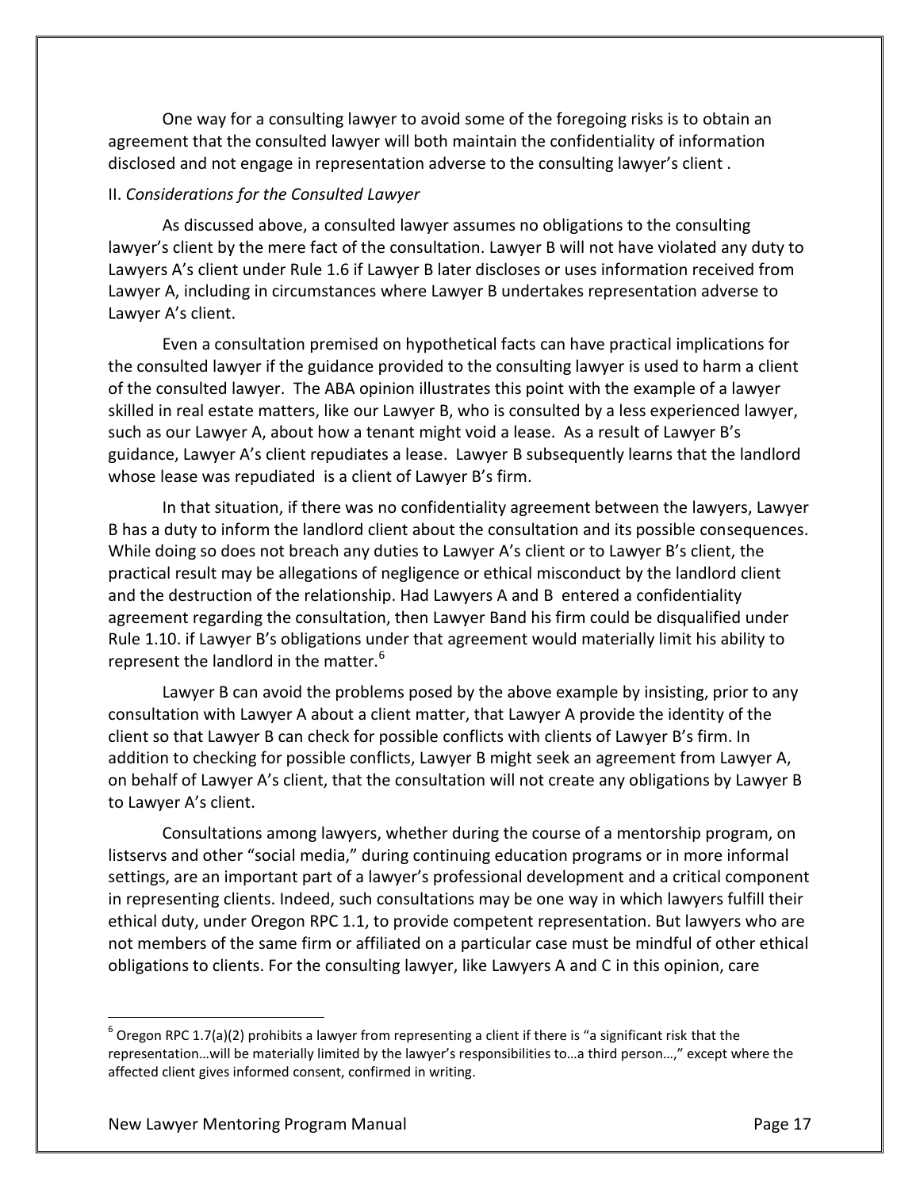One way for a consulting lawyer to avoid some of the foregoing risks is to obtain an agreement that the consulted lawyer will both maintain the confidentiality of information disclosed and not engage in representation adverse to the consulting lawyer's client .

II. *Considerations for the Consulted Lawyer*

As discussed above, a consulted lawyer assumes no obligations to the consulting lawyer's client by the mere fact of the consultation. Lawyer B will not have violated any duty to Lawyers A's client under Rule 1.6 if Lawyer B later discloses or uses information received from Lawyer A, including in circumstances where Lawyer B undertakes representation adverse to Lawyer A's client.

Even a consultation premised on hypothetical facts can have practical implications for the consulted lawyer if the guidance provided to the consulting lawyer is used to harm a client of the consulted lawyer. The ABA opinion illustrates this point with the example of a lawyer skilled in real estate matters, like our Lawyer B, who is consulted by a less experienced lawyer, such as our Lawyer A, about how a tenant might void a lease. As a result of Lawyer B's guidance, Lawyer A's client repudiates a lease. Lawyer B subsequently learns that the landlord whose lease was repudiated is a client of Lawyer B's firm.

In that situation, if there was no confidentiality agreement between the lawyers, Lawyer B has a duty to inform the landlord client about the consultation and its possible consequences. While doing so does not breach any duties to Lawyer A's client or to Lawyer B's client, the practical result may be allegations of negligence or ethical misconduct by the landlord client and the destruction of the relationship. Had Lawyers A and B entered a confidentiality agreement regarding the consultation, then Lawyer Band his firm could be disqualified under Rule 1.10. if Lawyer B's obligations under that agreement would materially limit his ability to represent the landlord in the matter.[6]

Lawyer B can avoid the problems posed by the above example by insisting, prior to any consultation with Lawyer A about a client matter, that Lawyer A provide the identity of the client so that Lawyer B can check for possible conflicts with clients of Lawyer B's firm. In addition to checking for possible conflicts, Lawyer B might seek an agreement from Lawyer A, on behalf of Lawyer A's client, that the consultation will not create any obligations by Lawyer B to Lawyer A's client.

Consultations among lawyers, whether during the course of a mentorship program, on listservs and other "social media," during continuing education programs or in more informal settings, are an important part of a lawyer's professional development and a critical component in representing clients. Indeed, such consultations may be one way in which lawyers fulfill their ethical duty, under Oregon RPC 1.1, to provide competent representation. But lawyers who are not members of the same firm or affiliated on a particular case must be mindful of other ethical obligations to clients. For the consulting lawyer, like Lawyers A and C in this opinion, care

---

[6] Oregon RPC 1.7(a)(2) prohibits a lawyer from representing a client if there is "a significant risk that the representation…will be materially limited by the lawyer's responsibilities to…a third person…," except where the affected client gives informed consent, confirmed in writing.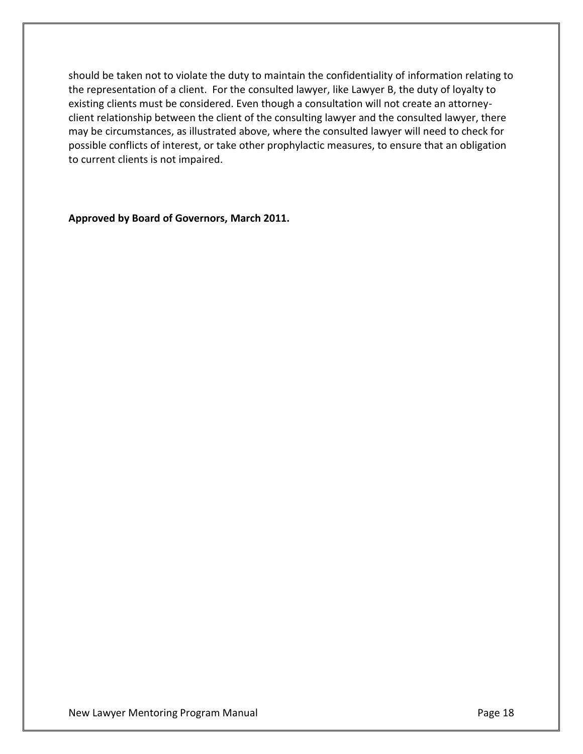should be taken not to violate the duty to maintain the confidentiality of information relating to the representation of a client. For the consulted lawyer, like Lawyer B, the duty of loyalty to existing clients must be considered. Even though a consultation will not create an attorney-client relationship between the client of the consulting lawyer and the consulted lawyer, there may be circumstances, as illustrated above, where the consulted lawyer will need to check for possible conflicts of interest, or take other prophylactic measures, to ensure that an obligation to current clients is not impaired.

**Approved by Board of Governors, March 2011.**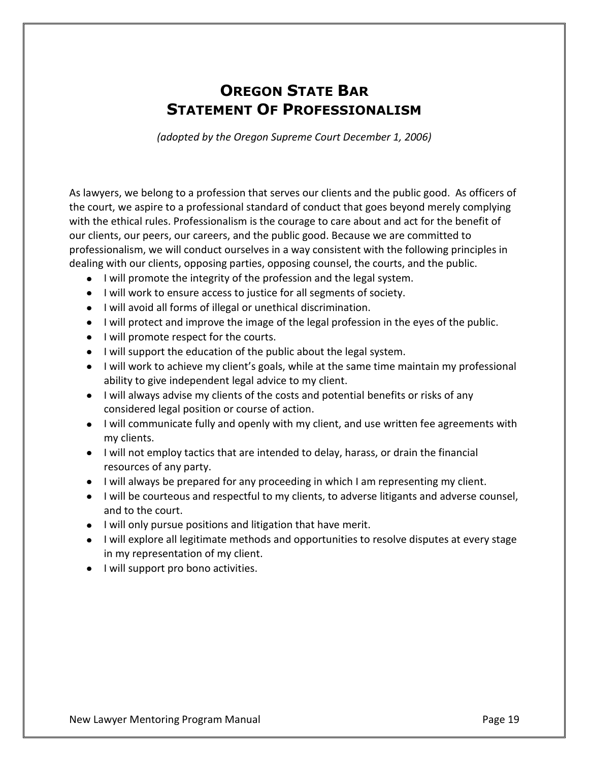# OREGON STATE BAR STATEMENT OF PROFESSIONALISM

*(adopted by the Oregon Supreme Court December 1, 2006)*

As lawyers, we belong to a profession that serves our clients and the public good. As officers of the court, we aspire to a professional standard of conduct that goes beyond merely complying with the ethical rules. Professionalism is the courage to care about and act for the benefit of our clients, our peers, our careers, and the public good. Because we are committed to professionalism, we will conduct ourselves in a way consistent with the following principles in dealing with our clients, opposing parties, opposing counsel, the courts, and the public.

- I will promote the integrity of the profession and the legal system.
- I will work to ensure access to justice for all segments of society.
- I will avoid all forms of illegal or unethical discrimination.
- I will protect and improve the image of the legal profession in the eyes of the public.
- I will promote respect for the courts.
- I will support the education of the public about the legal system.
- I will work to achieve my client's goals, while at the same time maintain my professional ability to give independent legal advice to my client.
- I will always advise my clients of the costs and potential benefits or risks of any considered legal position or course of action.
- I will communicate fully and openly with my client, and use written fee agreements with my clients.
- I will not employ tactics that are intended to delay, harass, or drain the financial resources of any party.
- I will always be prepared for any proceeding in which I am representing my client.
- I will be courteous and respectful to my clients, to adverse litigants and adverse counsel, and to the court.
- I will only pursue positions and litigation that have merit.
- I will explore all legitimate methods and opportunities to resolve disputes at every stage in my representation of my client.
- I will support pro bono activities.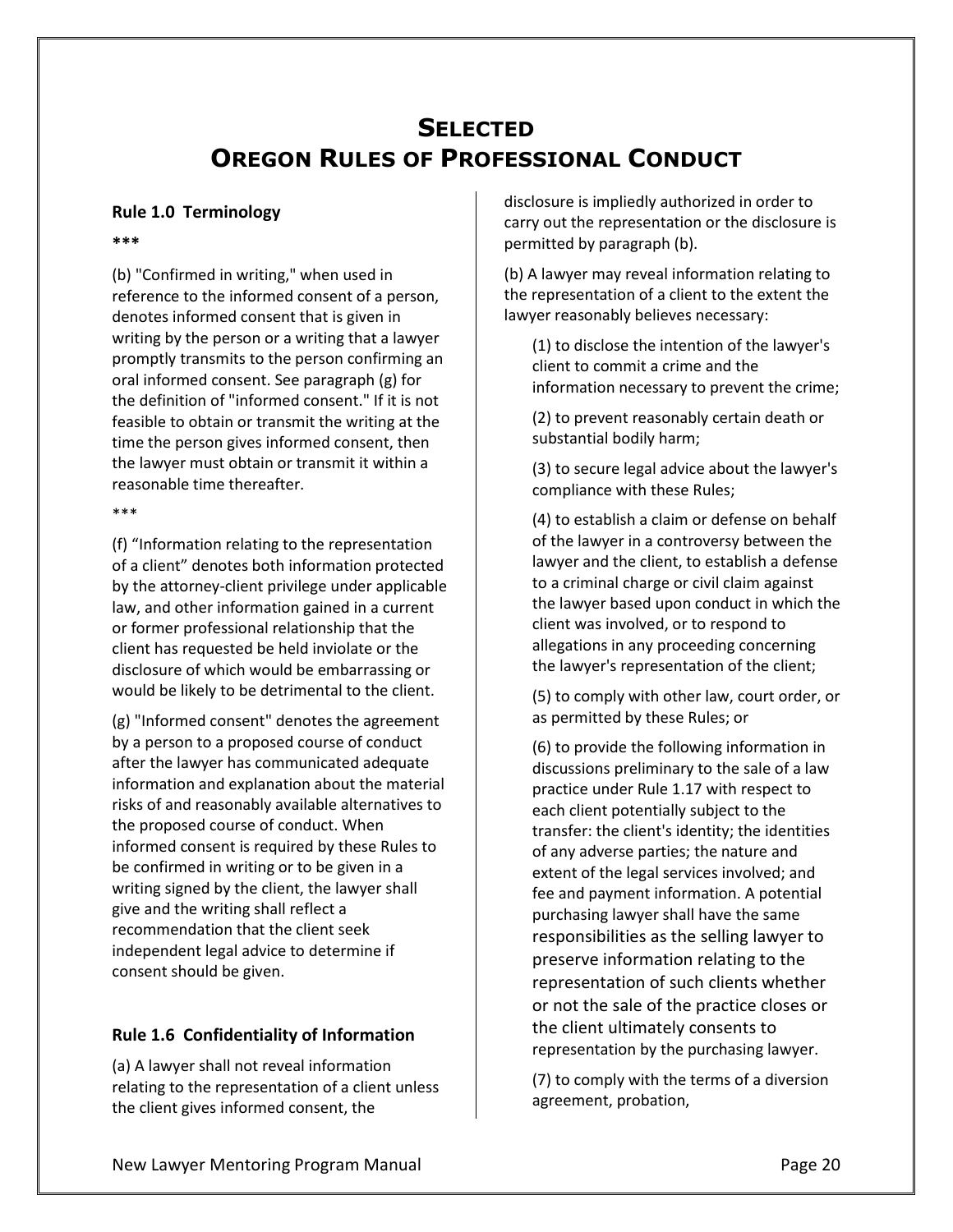# SELECTED OREGON RULES OF PROFESSIONAL CONDUCT

### Rule 1.0 Terminology

***

(b) "Confirmed in writing," when used in reference to the informed consent of a person, denotes informed consent that is given in writing by the person or a writing that a lawyer promptly transmits to the person confirming an oral informed consent. See paragraph (g) for the definition of "informed consent." If it is not feasible to obtain or transmit the writing at the time the person gives informed consent, then the lawyer must obtain or transmit it within a reasonable time thereafter.

***

(f) "Information relating to the representation of a client" denotes both information protected by the attorney-client privilege under applicable law, and other information gained in a current or former professional relationship that the client has requested be held inviolate or the disclosure of which would be embarrassing or would be likely to be detrimental to the client.

(g) "Informed consent" denotes the agreement by a person to a proposed course of conduct after the lawyer has communicated adequate information and explanation about the material risks of and reasonably available alternatives to the proposed course of conduct. When informed consent is required by these Rules to be confirmed in writing or to be given in a writing signed by the client, the lawyer shall give and the writing shall reflect a recommendation that the client seek independent legal advice to determine if consent should be given.

### Rule 1.6 Confidentiality of Information

(a) A lawyer shall not reveal information relating to the representation of a client unless the client gives informed consent, the disclosure is impliedly authorized in order to carry out the representation or the disclosure is permitted by paragraph (b).

(b) A lawyer may reveal information relating to the representation of a client to the extent the lawyer reasonably believes necessary:

(1) to disclose the intention of the lawyer's client to commit a crime and the information necessary to prevent the crime;

(2) to prevent reasonably certain death or substantial bodily harm;

(3) to secure legal advice about the lawyer's compliance with these Rules;

(4) to establish a claim or defense on behalf of the lawyer in a controversy between the lawyer and the client, to establish a defense to a criminal charge or civil claim against the lawyer based upon conduct in which the client was involved, or to respond to allegations in any proceeding concerning the lawyer's representation of the client;

(5) to comply with other law, court order, or as permitted by these Rules; or

(6) to provide the following information in discussions preliminary to the sale of a law practice under Rule 1.17 with respect to each client potentially subject to the transfer: the client's identity; the identities of any adverse parties; the nature and extent of the legal services involved; and fee and payment information. A potential purchasing lawyer shall have the same responsibilities as the selling lawyer to preserve information relating to the representation of such clients whether or not the sale of the practice closes or the client ultimately consents to representation by the purchasing lawyer.

(7) to comply with the terms of a diversion agreement, probation,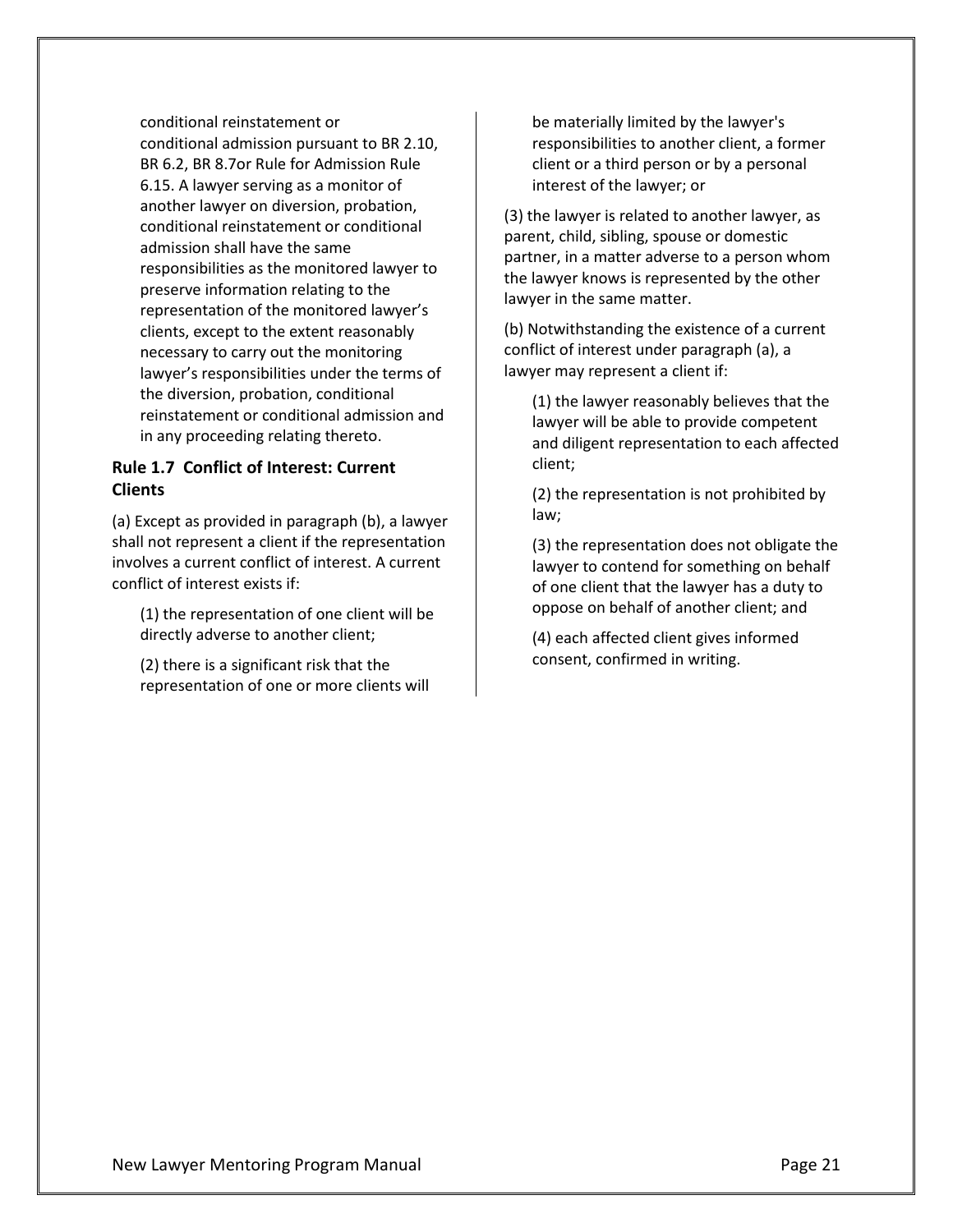conditional reinstatement or conditional admission pursuant to BR 2.10, BR 6.2, BR 8.7or Rule for Admission Rule 6.15. A lawyer serving as a monitor of another lawyer on diversion, probation, conditional reinstatement or conditional admission shall have the same responsibilities as the monitored lawyer to preserve information relating to the representation of the monitored lawyer's clients, except to the extent reasonably necessary to carry out the monitoring lawyer's responsibilities under the terms of the diversion, probation, conditional reinstatement or conditional admission and in any proceeding relating thereto.

### Rule 1.7 Conflict of Interest: Current Clients

(a) Except as provided in paragraph (b), a lawyer shall not represent a client if the representation involves a current conflict of interest. A current conflict of interest exists if:

(1) the representation of one client will be directly adverse to another client;

(2) there is a significant risk that the representation of one or more clients will be materially limited by the lawyer's responsibilities to another client, a former client or a third person or by a personal interest of the lawyer; or

(3) the lawyer is related to another lawyer, as parent, child, sibling, spouse or domestic partner, in a matter adverse to a person whom the lawyer knows is represented by the other lawyer in the same matter.

(b) Notwithstanding the existence of a current conflict of interest under paragraph (a), a lawyer may represent a client if:

(1) the lawyer reasonably believes that the lawyer will be able to provide competent and diligent representation to each affected client;

(2) the representation is not prohibited by law;

(3) the representation does not obligate the lawyer to contend for something on behalf of one client that the lawyer has a duty to oppose on behalf of another client; and

(4) each affected client gives informed consent, confirmed in writing.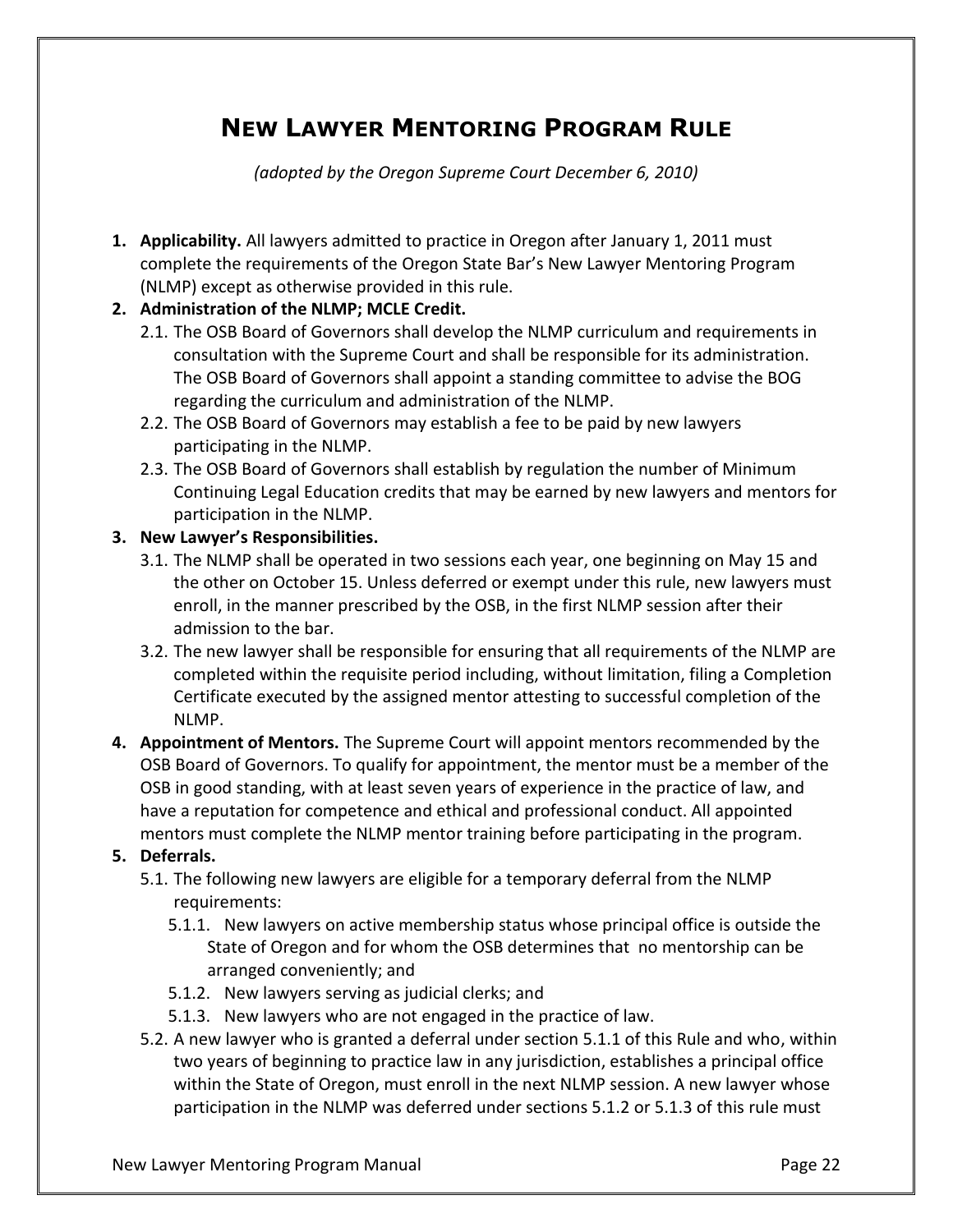# NEW LAWYER MENTORING PROGRAM RULE

*(adopted by the Oregon Supreme Court December 6, 2010)*

1. **Applicability.** All lawyers admitted to practice in Oregon after January 1, 2011 must complete the requirements of the Oregon State Bar's New Lawyer Mentoring Program (NLMP) except as otherwise provided in this rule.
2. **Administration of the NLMP; MCLE Credit.**
   - 2.1. The OSB Board of Governors shall develop the NLMP curriculum and requirements in consultation with the Supreme Court and shall be responsible for its administration. The OSB Board of Governors shall appoint a standing committee to advise the BOG regarding the curriculum and administration of the NLMP.
   - 2.2. The OSB Board of Governors may establish a fee to be paid by new lawyers participating in the NLMP.
   - 2.3. The OSB Board of Governors shall establish by regulation the number of Minimum Continuing Legal Education credits that may be earned by new lawyers and mentors for participation in the NLMP.
3. **New Lawyer's Responsibilities.**
   - 3.1. The NLMP shall be operated in two sessions each year, one beginning on May 15 and the other on October 15. Unless deferred or exempt under this rule, new lawyers must enroll, in the manner prescribed by the OSB, in the first NLMP session after their admission to the bar.
   - 3.2. The new lawyer shall be responsible for ensuring that all requirements of the NLMP are completed within the requisite period including, without limitation, filing a Completion Certificate executed by the assigned mentor attesting to successful completion of the NLMP.
4. **Appointment of Mentors.** The Supreme Court will appoint mentors recommended by the OSB Board of Governors. To qualify for appointment, the mentor must be a member of the OSB in good standing, with at least seven years of experience in the practice of law, and have a reputation for competence and ethical and professional conduct. All appointed mentors must complete the NLMP mentor training before participating in the program.
5. **Deferrals.**
   - 5.1. The following new lawyers are eligible for a temporary deferral from the NLMP requirements:
     - 5.1.1. New lawyers on active membership status whose principal office is outside the State of Oregon and for whom the OSB determines that no mentorship can be arranged conveniently; and
     - 5.1.2. New lawyers serving as judicial clerks; and
     - 5.1.3. New lawyers who are not engaged in the practice of law.
   - 5.2. A new lawyer who is granted a deferral under section 5.1.1 of this Rule and who, within two years of beginning to practice law in any jurisdiction, establishes a principal office within the State of Oregon, must enroll in the next NLMP session. A new lawyer whose participation in the NLMP was deferred under sections 5.1.2 or 5.1.3 of this rule must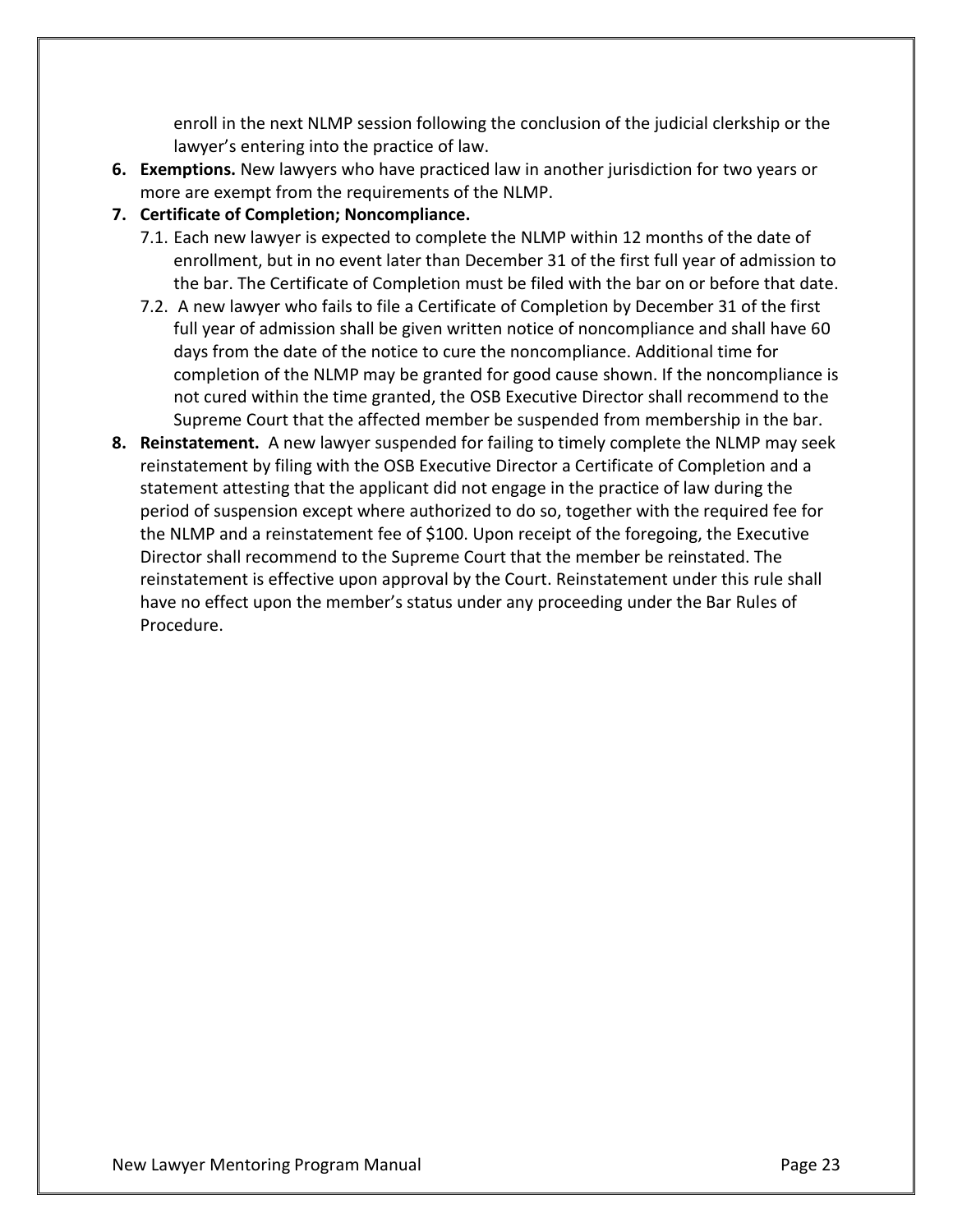enroll in the next NLMP session following the conclusion of the judicial clerkship or the lawyer's entering into the practice of law.

6. **Exemptions.** New lawyers who have practiced law in another jurisdiction for two years or more are exempt from the requirements of the NLMP.
7. **Certificate of Completion; Noncompliance.**
   7.1. Each new lawyer is expected to complete the NLMP within 12 months of the date of enrollment, but in no event later than December 31 of the first full year of admission to the bar. The Certificate of Completion must be filed with the bar on or before that date.
   7.2. A new lawyer who fails to file a Certificate of Completion by December 31 of the first full year of admission shall be given written notice of noncompliance and shall have 60 days from the date of the notice to cure the noncompliance. Additional time for completion of the NLMP may be granted for good cause shown. If the noncompliance is not cured within the time granted, the OSB Executive Director shall recommend to the Supreme Court that the affected member be suspended from membership in the bar.
8. **Reinstatement.** A new lawyer suspended for failing to timely complete the NLMP may seek reinstatement by filing with the OSB Executive Director a Certificate of Completion and a statement attesting that the applicant did not engage in the practice of law during the period of suspension except where authorized to do so, together with the required fee for the NLMP and a reinstatement fee of $100. Upon receipt of the foregoing, the Executive Director shall recommend to the Supreme Court that the member be reinstated. The reinstatement is effective upon approval by the Court. Reinstatement under this rule shall have no effect upon the member's status under any proceeding under the Bar Rules of Procedure.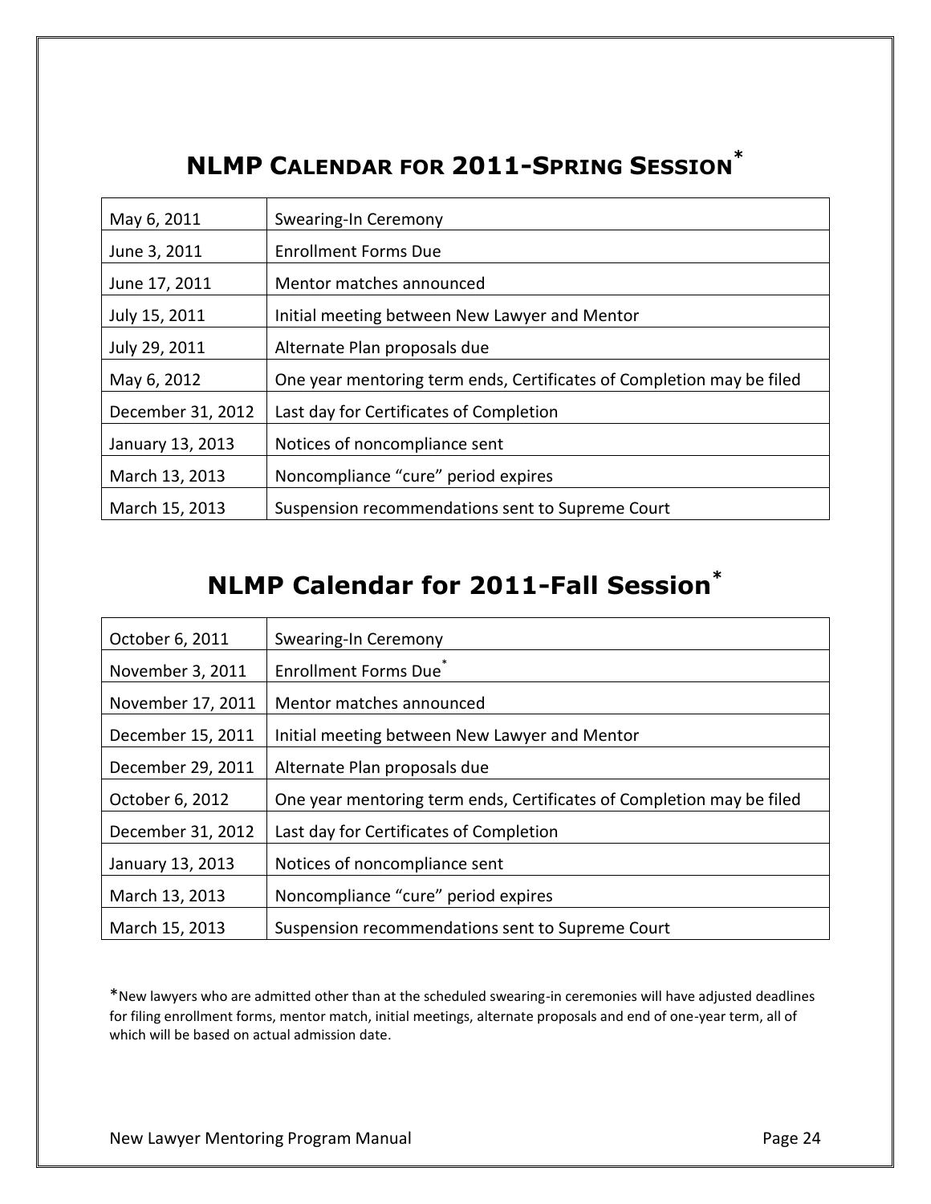## NLMP Calendar for 2011-Spring Session*

| May 6, 2011 | Swearing-In Ceremony |
|---|---|
| June 3, 2011 | Enrollment Forms Due |
| June 17, 2011 | Mentor matches announced |
| July 15, 2011 | Initial meeting between New Lawyer and Mentor |
| July 29, 2011 | Alternate Plan proposals due |
| May 6, 2012 | One year mentoring term ends, Certificates of Completion may be filed |
| December 31, 2012 | Last day for Certificates of Completion |
| January 13, 2013 | Notices of noncompliance sent |
| March 13, 2013 | Noncompliance “cure” period expires |
| March 15, 2013 | Suspension recommendations sent to Supreme Court |

## NLMP Calendar for 2011-Fall Session*

| October 6, 2011 | Swearing-In Ceremony |
|---|---|
| November 3, 2011 | Enrollment Forms Due* |
| November 17, 2011 | Mentor matches announced |
| December 15, 2011 | Initial meeting between New Lawyer and Mentor |
| December 29, 2011 | Alternate Plan proposals due |
| October 6, 2012 | One year mentoring term ends, Certificates of Completion may be filed |
| December 31, 2012 | Last day for Certificates of Completion |
| January 13, 2013 | Notices of noncompliance sent |
| March 13, 2013 | Noncompliance “cure” period expires |
| March 15, 2013 | Suspension recommendations sent to Supreme Court |

*New lawyers who are admitted other than at the scheduled swearing-in ceremonies will have adjusted deadlines for filing enrollment forms, mentor match, initial meetings, alternate proposals and end of one-year term, all of which will be based on actual admission date.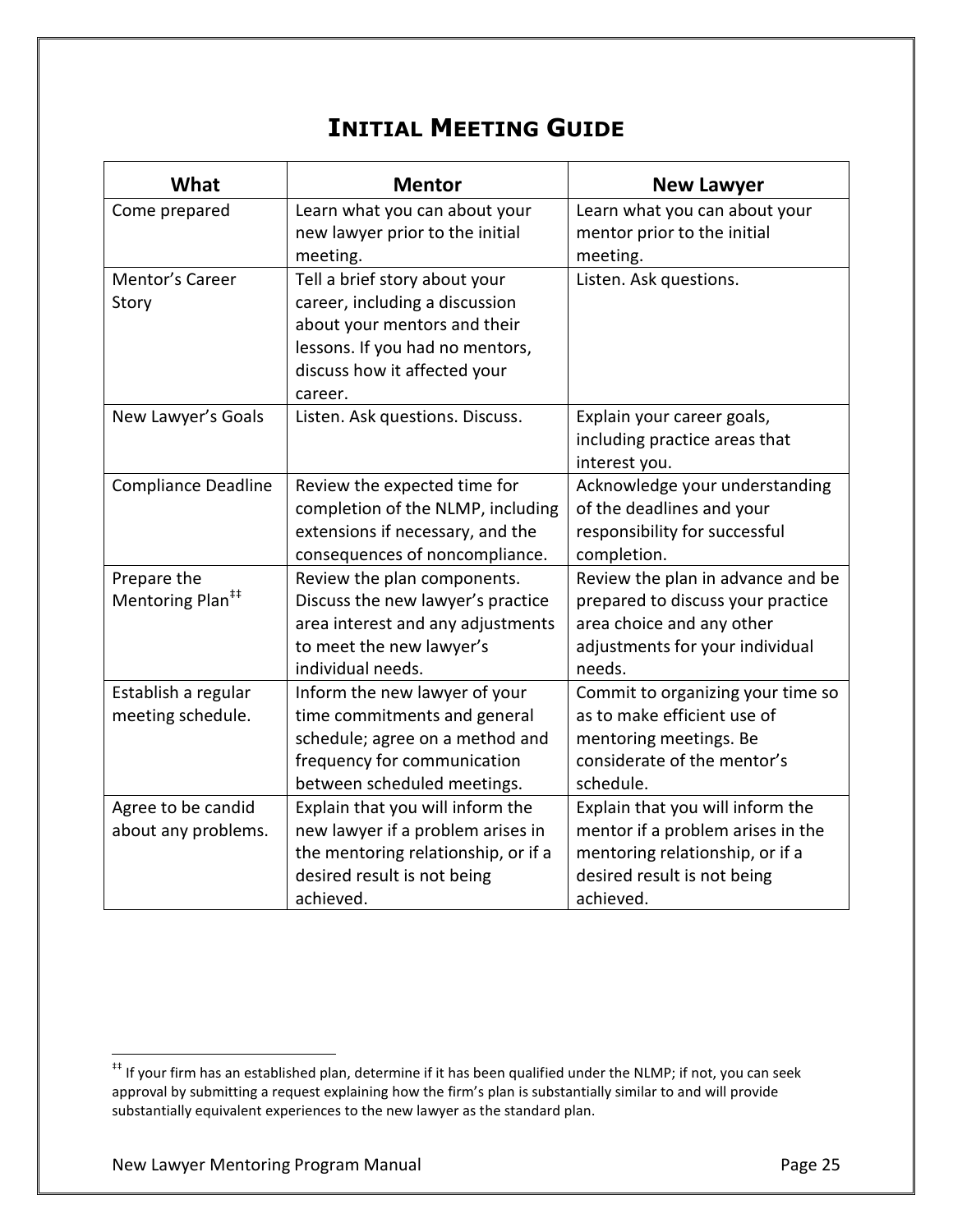# Initial Meeting Guide

| What | Mentor | New Lawyer |
|---|---|---|
| Come prepared | Learn what you can about your new lawyer prior to the initial meeting. | Learn what you can about your mentor prior to the initial meeting. |
| Mentor's Career Story | Tell a brief story about your career, including a discussion about your mentors and their lessons. If you had no mentors, discuss how it affected your career. | Listen. Ask questions. |
| New Lawyer's Goals | Listen. Ask questions. Discuss. | Explain your career goals, including practice areas that interest you. |
| Compliance Deadline | Review the expected time for completion of the NLMP, including extensions if necessary, and the consequences of noncompliance. | Acknowledge your understanding of the deadlines and your responsibility for successful completion. |
| Prepare the Mentoring Plan[‡‡] | Review the plan components. Discuss the new lawyer's practice area interest and any adjustments to meet the new lawyer's individual needs. | Review the plan in advance and be prepared to discuss your practice area choice and any other adjustments for your individual needs. |
| Establish a regular meeting schedule. | Inform the new lawyer of your time commitments and general schedule; agree on a method and frequency for communication between scheduled meetings. | Commit to organizing your time so as to make efficient use of mentoring meetings. Be considerate of the mentor's schedule. |
| Agree to be candid about any problems. | Explain that you will inform the new lawyer if a problem arises in the mentoring relationship, or if a desired result is not being achieved. | Explain that you will inform the mentor if a problem arises in the mentoring relationship, or if a desired result is not being achieved. |

[‡‡] If your firm has an established plan, determine if it has been qualified under the NLMP; if not, you can seek approval by submitting a request explaining how the firm's plan is substantially similar to and will provide substantially equivalent experiences to the new lawyer as the standard plan.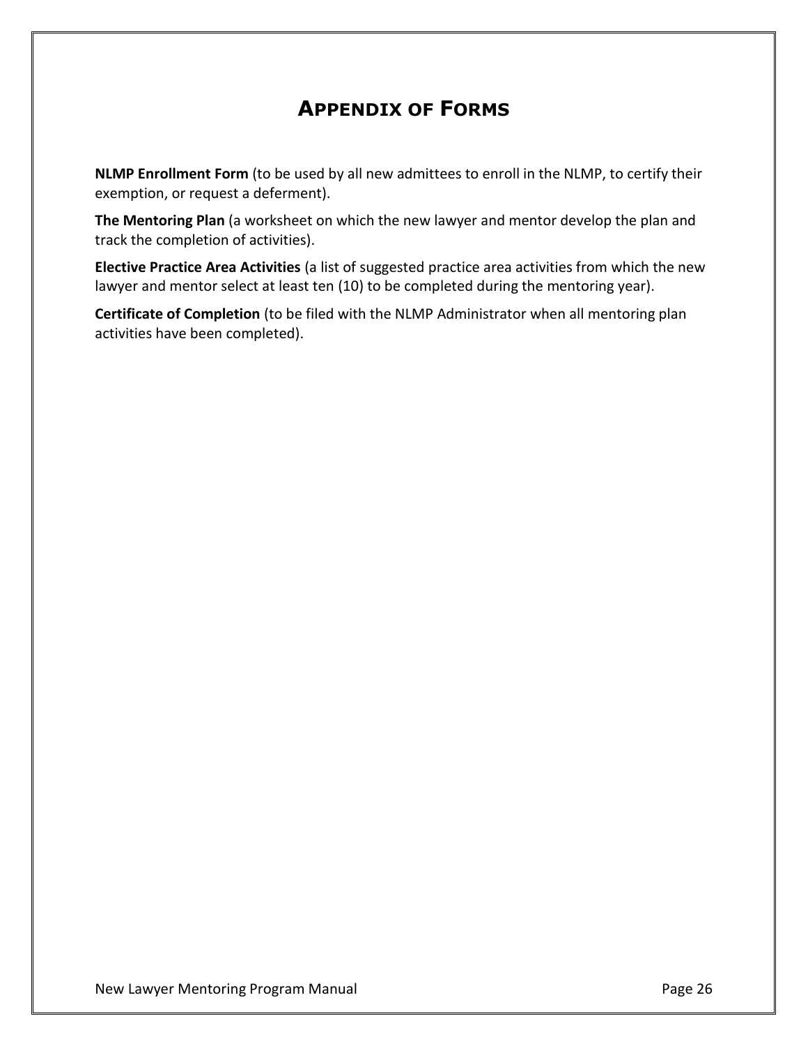# APPENDIX OF FORMS

**NLMP Enrollment Form** (to be used by all new admittees to enroll in the NLMP, to certify their exemption, or request a deferment).

**The Mentoring Plan** (a worksheet on which the new lawyer and mentor develop the plan and track the completion of activities).

**Elective Practice Area Activities** (a list of suggested practice area activities from which the new lawyer and mentor select at least ten (10) to be completed during the mentoring year).

**Certificate of Completion** (to be filed with the NLMP Administrator when all mentoring plan activities have been completed).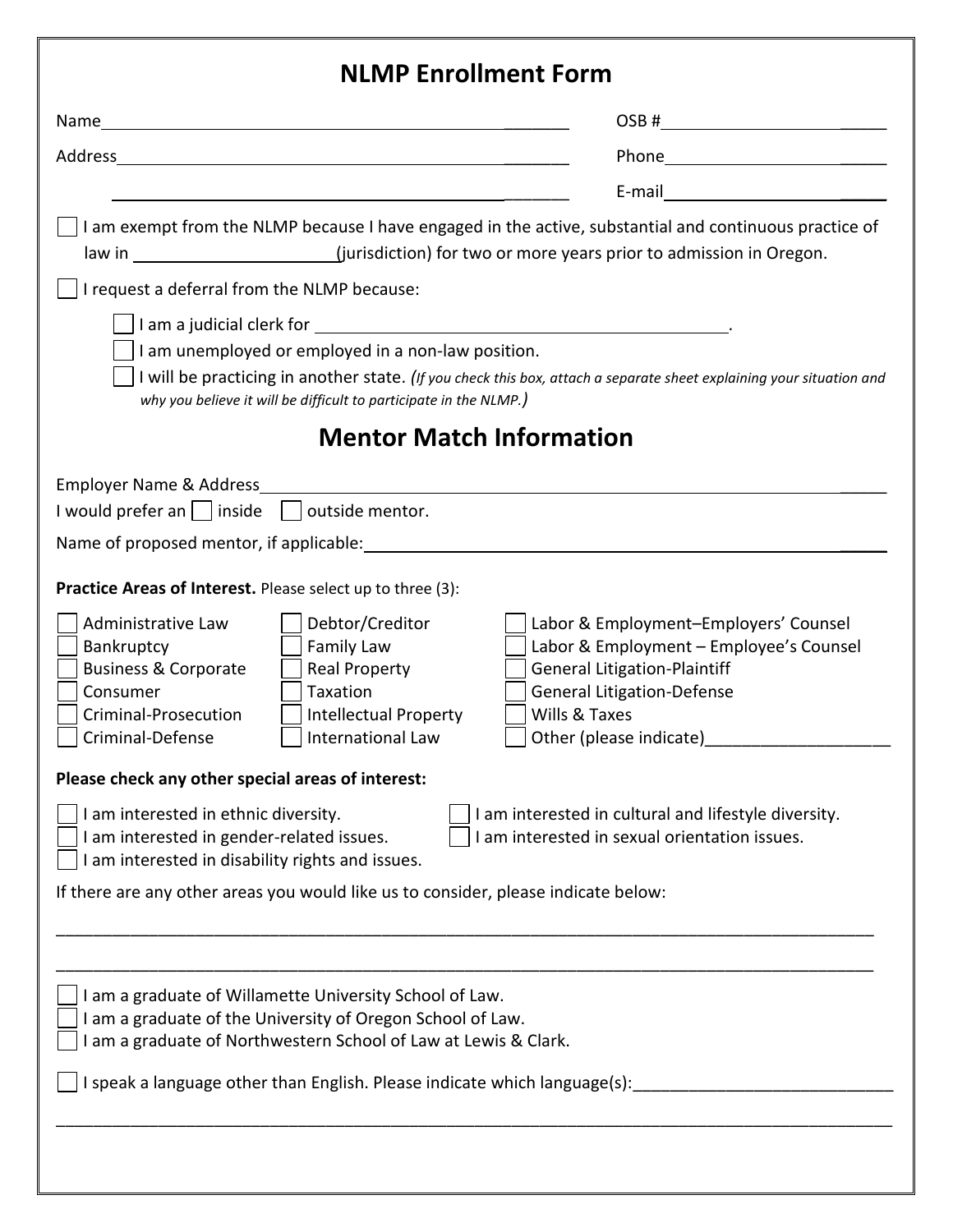# NLMP Enrollment Form

Name_______________________________________________ OSB #_________________________

Address_____________________________________________ Phone_________________________

____________________________________________________ E-mail_________________________

☐ I am exempt from the NLMP because I have engaged in the active, substantial and continuous practice of law in ______________________(jurisdiction) for two or more years prior to admission in Oregon.

☐ I request a deferral from the NLMP because:

- ☐ I am a judicial clerk for _____________________________________________.
- ☐ I am unemployed or employed in a non-law position.
- ☐ I will be practicing in another state. *(If you check this box, attach a separate sheet explaining your situation and why you believe it will be difficult to participate in the NLMP.)*

# Mentor Match Information

Employer Name & Address_____________________________________________________________________

I would prefer an ☐ inside ☐ outside mentor.

Name of proposed mentor, if applicable:___________________________________________________

**Practice Areas of Interest.** Please select up to three (3):

- ☐ Administrative Law
- ☐ Bankruptcy
- ☐ Business & Corporate
- ☐ Consumer
- ☐ Criminal-Prosecution
- ☐ Criminal-Defense
- ☐ Debtor/Creditor
- ☐ Family Law
- ☐ Real Property
- ☐ Taxation
- ☐ Intellectual Property
- ☐ International Law
- ☐ Labor & Employment–Employers' Counsel
- ☐ Labor & Employment – Employee's Counsel
- ☐ General Litigation-Plaintiff
- ☐ General Litigation-Defense
- ☐ Wills & Taxes
- ☐ Other (please indicate)____________________

**Please check any other special areas of interest:**

- ☐ I am interested in ethnic diversity.
- ☐ I am interested in gender-related issues.
- ☐ I am interested in disability rights and issues.
- ☐ I am interested in cultural and lifestyle diversity.
- ☐ I am interested in sexual orientation issues.

If there are any other areas you would like us to consider, please indicate below:

_____________________________________________________________________________________

_____________________________________________________________________________________

- ☐ I am a graduate of Willamette University School of Law.
- ☐ I am a graduate of the University of Oregon School of Law.
- ☐ I am a graduate of Northwestern School of Law at Lewis & Clark.

☐ I speak a language other than English. Please indicate which language(s):___________________________

_____________________________________________________________________________________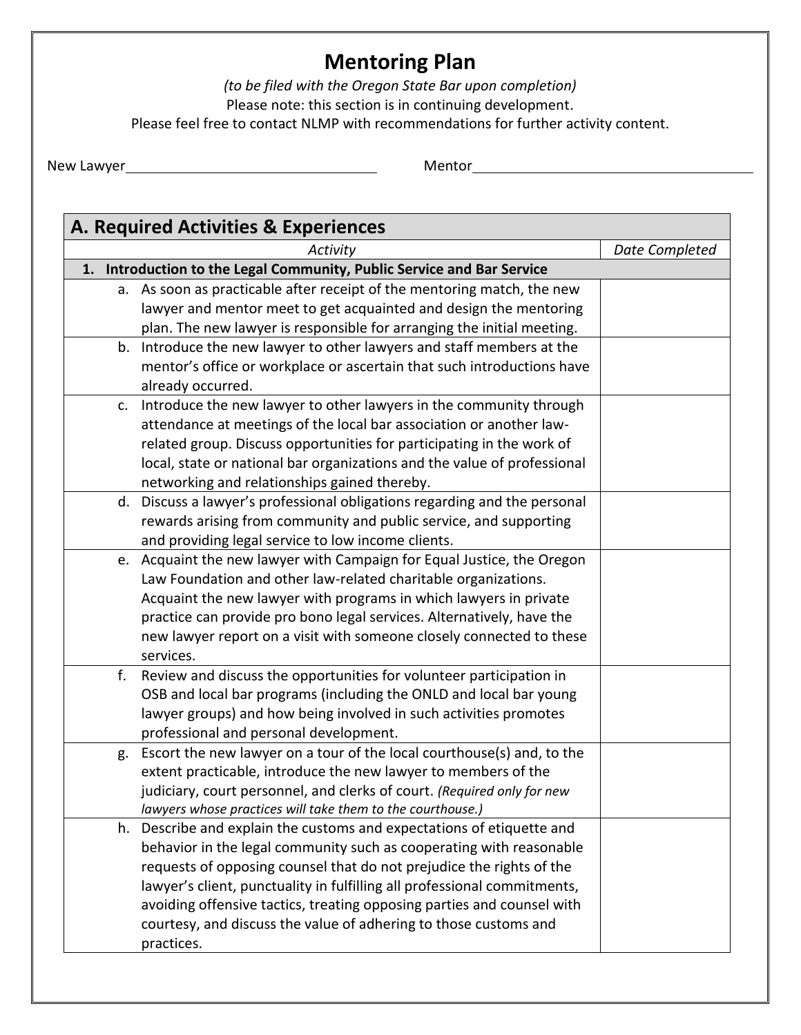# Mentoring Plan

*(to be filed with the Oregon State Bar upon completion)*

Please note: this section is in continuing development.

Please feel free to contact NLMP with recommendations for further activity content.

New Lawyer________________________________ Mentor____________________________________

| A. Required Activities & Experiences | |
|---|---|
| *Activity* | *Date Completed* |
| **1. Introduction to the Legal Community, Public Service and Bar Service** | |
| a. As soon as practicable after receipt of the mentoring match, the new lawyer and mentor meet to get acquainted and design the mentoring plan. The new lawyer is responsible for arranging the initial meeting. | |
| b. Introduce the new lawyer to other lawyers and staff members at the mentor's office or workplace or ascertain that such introductions have already occurred. | |
| c. Introduce the new lawyer to other lawyers in the community through attendance at meetings of the local bar association or another law-related group. Discuss opportunities for participating in the work of local, state or national bar organizations and the value of professional networking and relationships gained thereby. | |
| d. Discuss a lawyer's professional obligations regarding and the personal rewards arising from community and public service, and supporting and providing legal service to low income clients. | |
| e. Acquaint the new lawyer with Campaign for Equal Justice, the Oregon Law Foundation and other law-related charitable organizations. Acquaint the new lawyer with programs in which lawyers in private practice can provide pro bono legal services. Alternatively, have the new lawyer report on a visit with someone closely connected to these services. | |
| f. Review and discuss the opportunities for volunteer participation in OSB and local bar programs (including the ONLD and local bar young lawyer groups) and how being involved in such activities promotes professional and personal development. | |
| g. Escort the new lawyer on a tour of the local courthouse(s) and, to the extent practicable, introduce the new lawyer to members of the judiciary, court personnel, and clerks of court. *(Required only for new lawyers whose practices will take them to the courthouse.)* | |
| h. Describe and explain the customs and expectations of etiquette and behavior in the legal community such as cooperating with reasonable requests of opposing counsel that do not prejudice the rights of the lawyer's client, punctuality in fulfilling all professional commitments, avoiding offensive tactics, treating opposing parties and counsel with courtesy, and discuss the value of adhering to those customs and practices. | |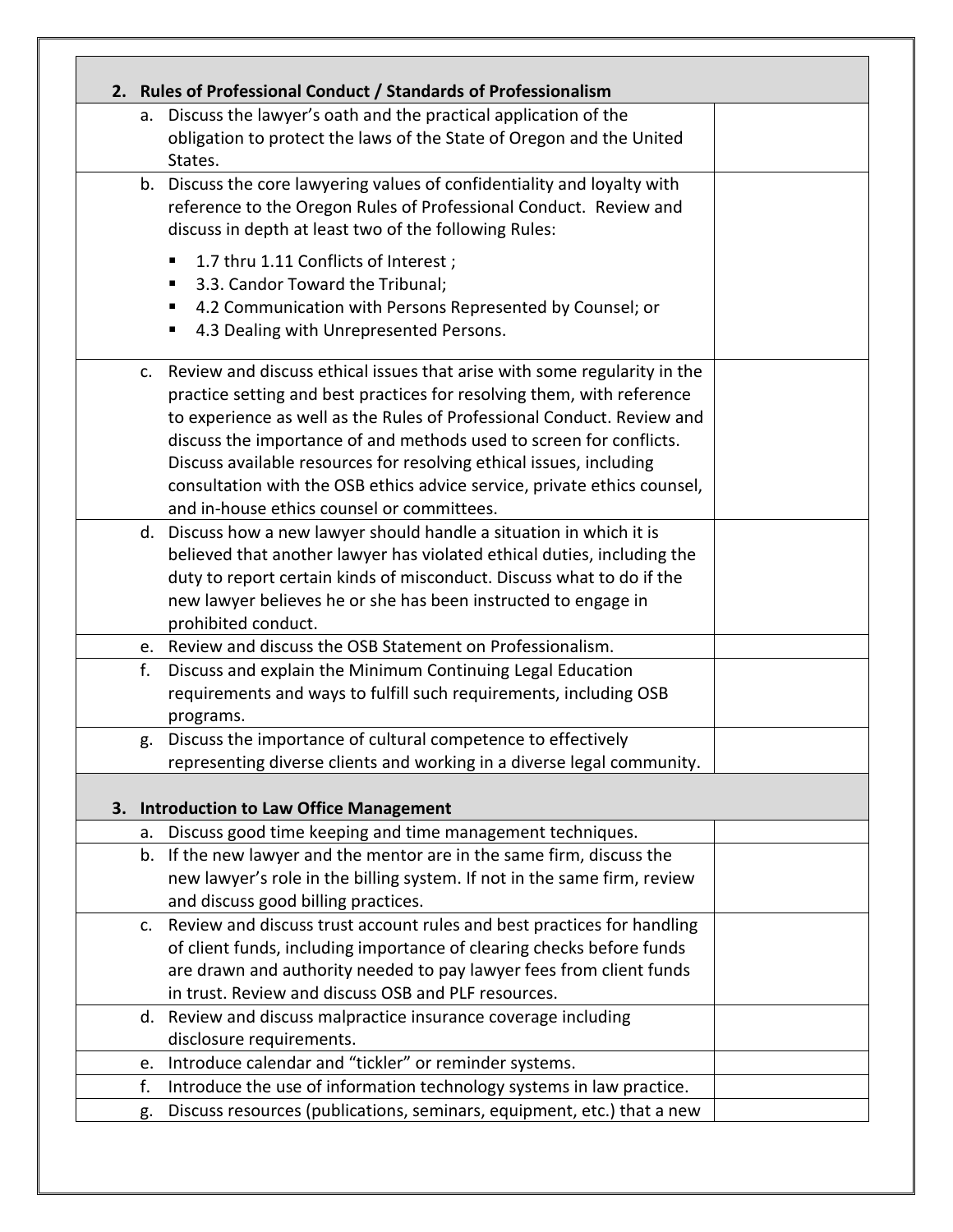| 2. Rules of Professional Conduct / Standards of Professionalism | |
|---|---|
| a. Discuss the lawyer's oath and the practical application of the obligation to protect the laws of the State of Oregon and the United States. | |
| b. Discuss the core lawyering values of confidentiality and loyalty with reference to the Oregon Rules of Professional Conduct. Review and discuss in depth at least two of the following Rules:<br>▪ 1.7 thru 1.11 Conflicts of Interest ;<br>▪ 3.3. Candor Toward the Tribunal;<br>▪ 4.2 Communication with Persons Represented by Counsel; or<br>▪ 4.3 Dealing with Unrepresented Persons. | |
| c. Review and discuss ethical issues that arise with some regularity in the practice setting and best practices for resolving them, with reference to experience as well as the Rules of Professional Conduct. Review and discuss the importance of and methods used to screen for conflicts. Discuss available resources for resolving ethical issues, including consultation with the OSB ethics advice service, private ethics counsel, and in-house ethics counsel or committees. | |
| d. Discuss how a new lawyer should handle a situation in which it is believed that another lawyer has violated ethical duties, including the duty to report certain kinds of misconduct. Discuss what to do if the new lawyer believes he or she has been instructed to engage in prohibited conduct. | |
| e. Review and discuss the OSB Statement on Professionalism. | |
| f. Discuss and explain the Minimum Continuing Legal Education requirements and ways to fulfill such requirements, including OSB programs. | |
| g. Discuss the importance of cultural competence to effectively representing diverse clients and working in a diverse legal community. | |
| **3. Introduction to Law Office Management** | |
| a. Discuss good time keeping and time management techniques. | |
| b. If the new lawyer and the mentor are in the same firm, discuss the new lawyer's role in the billing system. If not in the same firm, review and discuss good billing practices. | |
| c. Review and discuss trust account rules and best practices for handling of client funds, including importance of clearing checks before funds are drawn and authority needed to pay lawyer fees from client funds in trust. Review and discuss OSB and PLF resources. | |
| d. Review and discuss malpractice insurance coverage including disclosure requirements. | |
| e. Introduce calendar and "tickler" or reminder systems. | |
| f. Introduce the use of information technology systems in law practice. | |
| g. Discuss resources (publications, seminars, equipment, etc.) that a new | |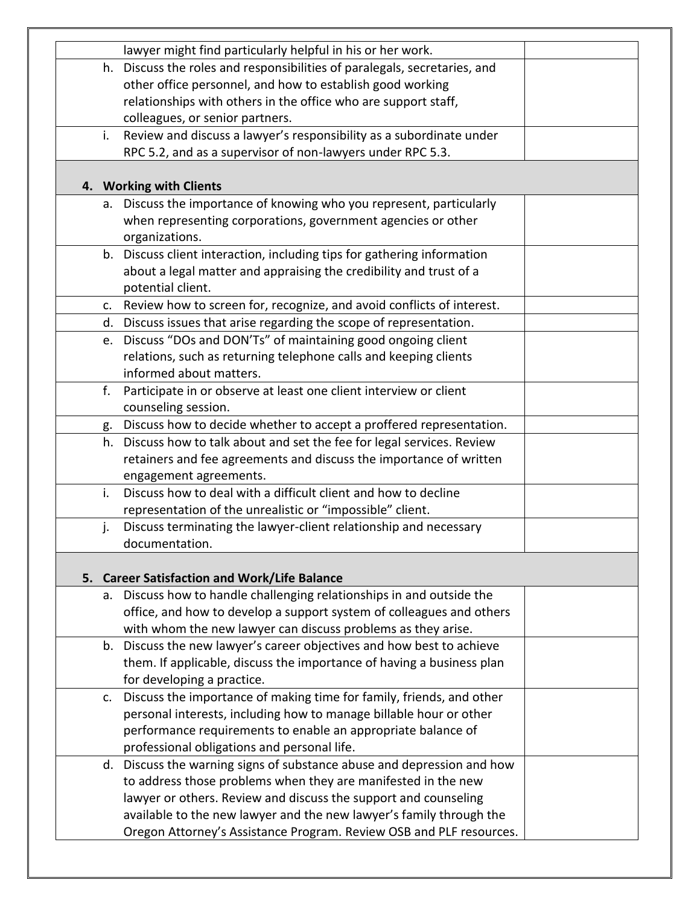| | |
|---|---|
| lawyer might find particularly helpful in his or her work. | |
| h. Discuss the roles and responsibilities of paralegals, secretaries, and other office personnel, and how to establish good working relationships with others in the office who are support staff, colleagues, or senior partners. | |
| i. Review and discuss a lawyer's responsibility as a subordinate under RPC 5.2, and as a supervisor of non-lawyers under RPC 5.3. | |
| **4. Working with Clients** | |
| a. Discuss the importance of knowing who you represent, particularly when representing corporations, government agencies or other organizations. | |
| b. Discuss client interaction, including tips for gathering information about a legal matter and appraising the credibility and trust of a potential client. | |
| c. Review how to screen for, recognize, and avoid conflicts of interest. | |
| d. Discuss issues that arise regarding the scope of representation. | |
| e. Discuss "DOs and DON'Ts" of maintaining good ongoing client relations, such as returning telephone calls and keeping clients informed about matters. | |
| f. Participate in or observe at least one client interview or client counseling session. | |
| g. Discuss how to decide whether to accept a proffered representation. | |
| h. Discuss how to talk about and set the fee for legal services. Review retainers and fee agreements and discuss the importance of written engagement agreements. | |
| i. Discuss how to deal with a difficult client and how to decline representation of the unrealistic or "impossible" client. | |
| j. Discuss terminating the lawyer-client relationship and necessary documentation. | |
| **5. Career Satisfaction and Work/Life Balance** | |
| a. Discuss how to handle challenging relationships in and outside the office, and how to develop a support system of colleagues and others with whom the new lawyer can discuss problems as they arise. | |
| b. Discuss the new lawyer's career objectives and how best to achieve them. If applicable, discuss the importance of having a business plan for developing a practice. | |
| c. Discuss the importance of making time for family, friends, and other personal interests, including how to manage billable hour or other performance requirements to enable an appropriate balance of professional obligations and personal life. | |
| d. Discuss the warning signs of substance abuse and depression and how to address those problems when they are manifested in the new lawyer or others. Review and discuss the support and counseling available to the new lawyer and the new lawyer's family through the Oregon Attorney's Assistance Program. Review OSB and PLF resources. | |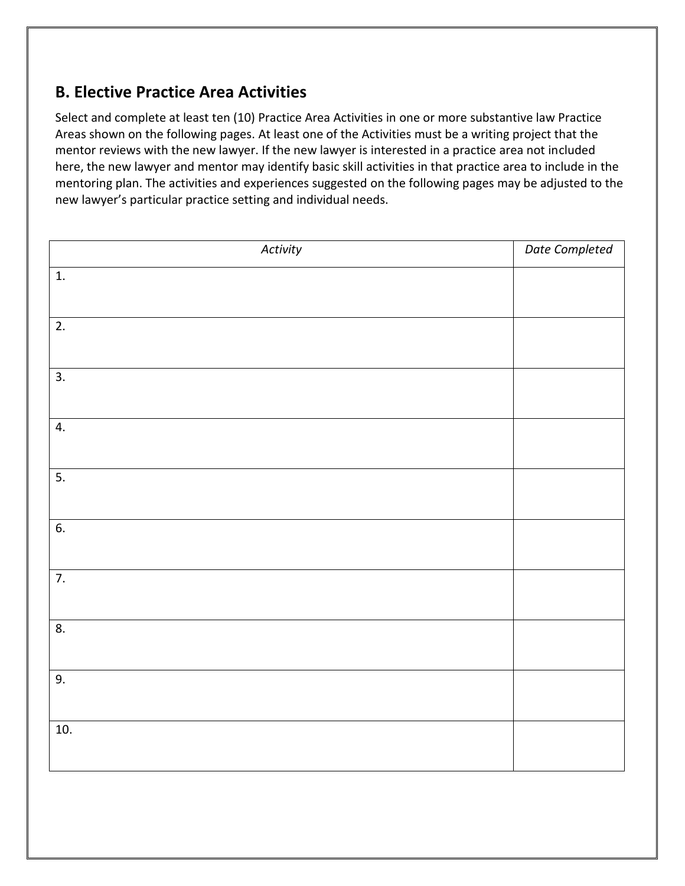## B. Elective Practice Area Activities

Select and complete at least ten (10) Practice Area Activities in one or more substantive law Practice Areas shown on the following pages. At least one of the Activities must be a writing project that the mentor reviews with the new lawyer. If the new lawyer is interested in a practice area not included here, the new lawyer and mentor may identify basic skill activities in that practice area to include in the mentoring plan. The activities and experiences suggested on the following pages may be adjusted to the new lawyer's particular practice setting and individual needs.

| *Activity* | *Date Completed* |
|---|---|
| 1. | |
| 2. | |
| 3. | |
| 4. | |
| 5. | |
| 6. | |
| 7. | |
| 8. | |
| 9. | |
| 10. | |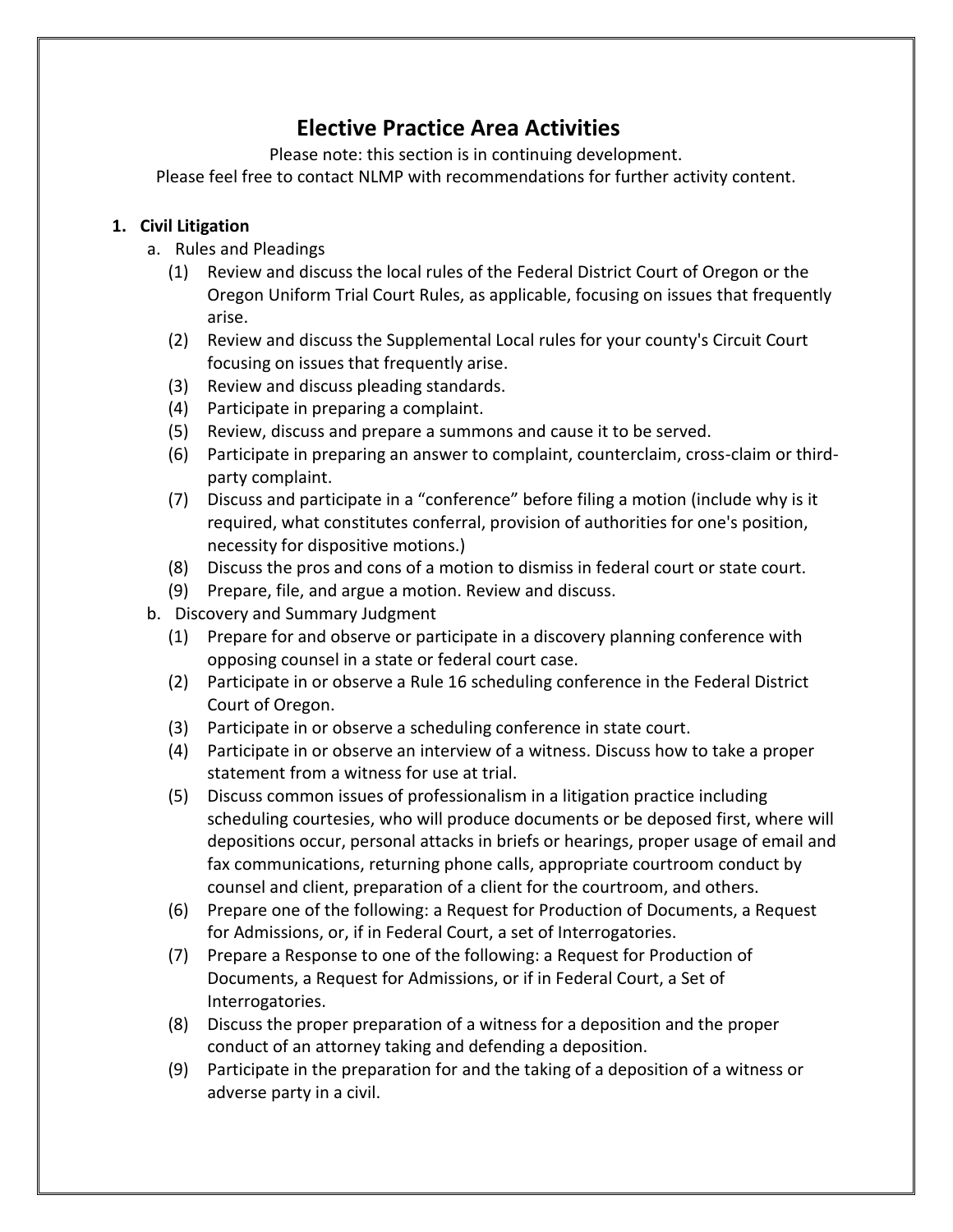# Elective Practice Area Activities

Please note: this section is in continuing development.
Please feel free to contact NLMP with recommendations for further activity content.

1. **Civil Litigation**
   a. Rules and Pleadings
      (1) Review and discuss the local rules of the Federal District Court of Oregon or the Oregon Uniform Trial Court Rules, as applicable, focusing on issues that frequently arise.
      (2) Review and discuss the Supplemental Local rules for your county's Circuit Court focusing on issues that frequently arise.
      (3) Review and discuss pleading standards.
      (4) Participate in preparing a complaint.
      (5) Review, discuss and prepare a summons and cause it to be served.
      (6) Participate in preparing an answer to complaint, counterclaim, cross-claim or third-party complaint.
      (7) Discuss and participate in a "conference" before filing a motion (include why is it required, what constitutes conferral, provision of authorities for one's position, necessity for dispositive motions.)
      (8) Discuss the pros and cons of a motion to dismiss in federal court or state court.
      (9) Prepare, file, and argue a motion. Review and discuss.
   b. Discovery and Summary Judgment
      (1) Prepare for and observe or participate in a discovery planning conference with opposing counsel in a state or federal court case.
      (2) Participate in or observe a Rule 16 scheduling conference in the Federal District Court of Oregon.
      (3) Participate in or observe a scheduling conference in state court.
      (4) Participate in or observe an interview of a witness. Discuss how to take a proper statement from a witness for use at trial.
      (5) Discuss common issues of professionalism in a litigation practice including scheduling courtesies, who will produce documents or be deposed first, where will depositions occur, personal attacks in briefs or hearings, proper usage of email and fax communications, returning phone calls, appropriate courtroom conduct by counsel and client, preparation of a client for the courtroom, and others.
      (6) Prepare one of the following: a Request for Production of Documents, a Request for Admissions, or, if in Federal Court, a set of Interrogatories.
      (7) Prepare a Response to one of the following: a Request for Production of Documents, a Request for Admissions, or if in Federal Court, a Set of Interrogatories.
      (8) Discuss the proper preparation of a witness for a deposition and the proper conduct of an attorney taking and defending a deposition.
      (9) Participate in the preparation for and the taking of a deposition of a witness or adverse party in a civil.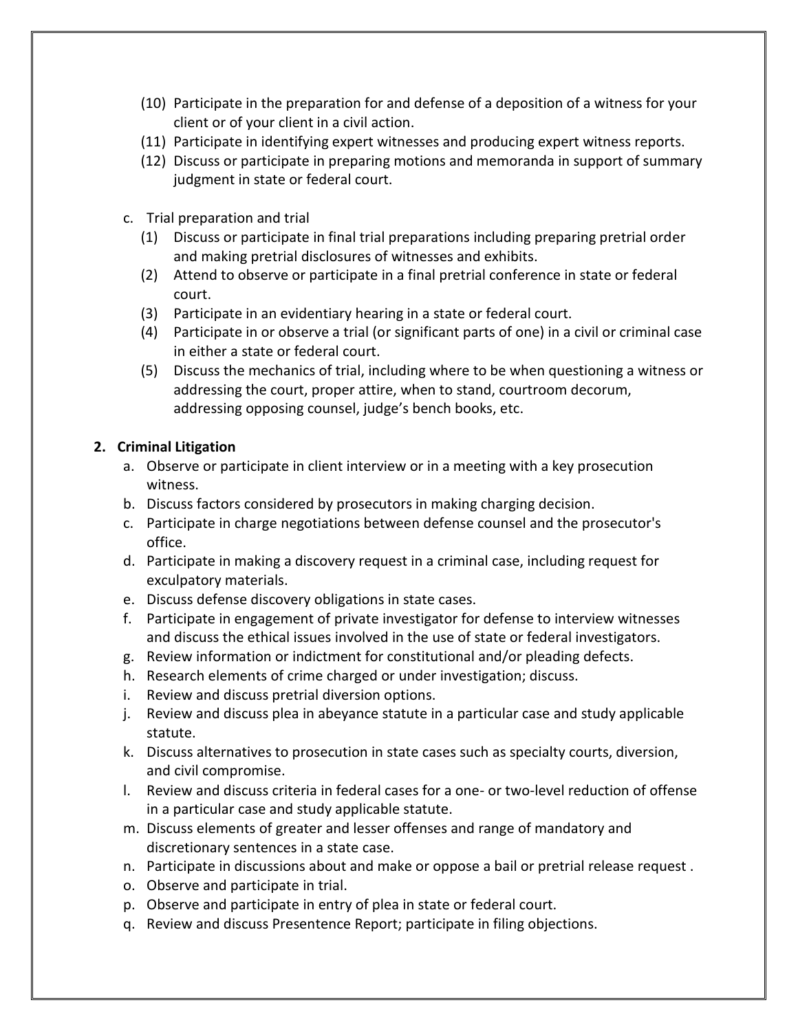(10) Participate in the preparation for and defense of a deposition of a witness for your client or of your client in a civil action.
(11) Participate in identifying expert witnesses and producing expert witness reports.
(12) Discuss or participate in preparing motions and memoranda in support of summary judgment in state or federal court.

c. Trial preparation and trial
   (1) Discuss or participate in final trial preparations including preparing pretrial order and making pretrial disclosures of witnesses and exhibits.
   (2) Attend to observe or participate in a final pretrial conference in state or federal court.
   (3) Participate in an evidentiary hearing in a state or federal court.
   (4) Participate in or observe a trial (or significant parts of one) in a civil or criminal case in either a state or federal court.
   (5) Discuss the mechanics of trial, including where to be when questioning a witness or addressing the court, proper attire, when to stand, courtroom decorum, addressing opposing counsel, judge's bench books, etc.

**2. Criminal Litigation**

a. Observe or participate in client interview or in a meeting with a key prosecution witness.
b. Discuss factors considered by prosecutors in making charging decision.
c. Participate in charge negotiations between defense counsel and the prosecutor's office.
d. Participate in making a discovery request in a criminal case, including request for exculpatory materials.
e. Discuss defense discovery obligations in state cases.
f. Participate in engagement of private investigator for defense to interview witnesses and discuss the ethical issues involved in the use of state or federal investigators.
g. Review information or indictment for constitutional and/or pleading defects.
h. Research elements of crime charged or under investigation; discuss.
i. Review and discuss pretrial diversion options.
j. Review and discuss plea in abeyance statute in a particular case and study applicable statute.
k. Discuss alternatives to prosecution in state cases such as specialty courts, diversion, and civil compromise.
l. Review and discuss criteria in federal cases for a one- or two-level reduction of offense in a particular case and study applicable statute.
m. Discuss elements of greater and lesser offenses and range of mandatory and discretionary sentences in a state case.
n. Participate in discussions about and make or oppose a bail or pretrial release request .
o. Observe and participate in trial.
p. Observe and participate in entry of plea in state or federal court.
q. Review and discuss Presentence Report; participate in filing objections.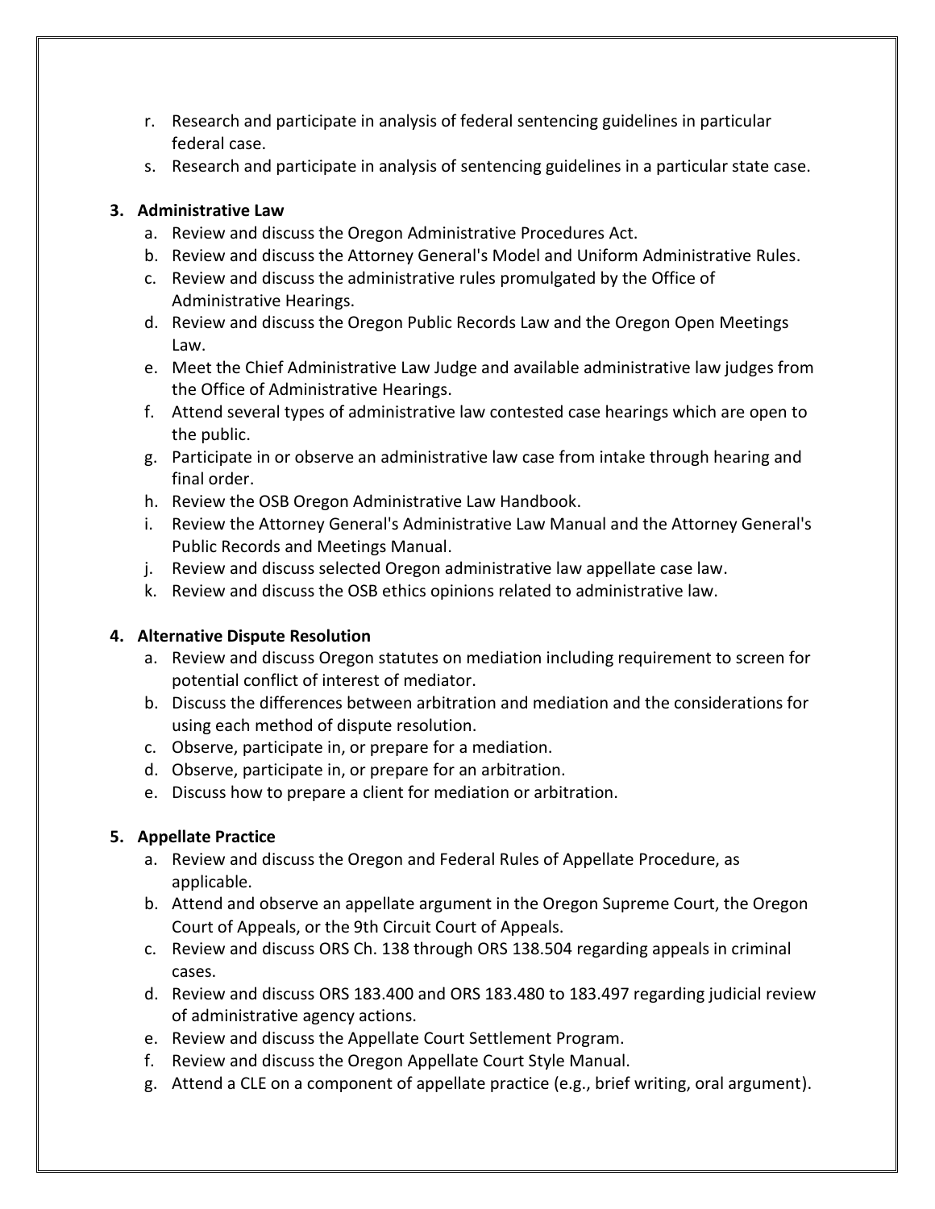r. Research and participate in analysis of federal sentencing guidelines in particular federal case.
s. Research and participate in analysis of sentencing guidelines in a particular state case.

**3. Administrative Law**

a. Review and discuss the Oregon Administrative Procedures Act.
b. Review and discuss the Attorney General's Model and Uniform Administrative Rules.
c. Review and discuss the administrative rules promulgated by the Office of Administrative Hearings.
d. Review and discuss the Oregon Public Records Law and the Oregon Open Meetings Law.
e. Meet the Chief Administrative Law Judge and available administrative law judges from the Office of Administrative Hearings.
f. Attend several types of administrative law contested case hearings which are open to the public.
g. Participate in or observe an administrative law case from intake through hearing and final order.
h. Review the OSB Oregon Administrative Law Handbook.
i. Review the Attorney General's Administrative Law Manual and the Attorney General's Public Records and Meetings Manual.
j. Review and discuss selected Oregon administrative law appellate case law.
k. Review and discuss the OSB ethics opinions related to administrative law.

**4. Alternative Dispute Resolution**

a. Review and discuss Oregon statutes on mediation including requirement to screen for potential conflict of interest of mediator.
b. Discuss the differences between arbitration and mediation and the considerations for using each method of dispute resolution.
c. Observe, participate in, or prepare for a mediation.
d. Observe, participate in, or prepare for an arbitration.
e. Discuss how to prepare a client for mediation or arbitration.

**5. Appellate Practice**

a. Review and discuss the Oregon and Federal Rules of Appellate Procedure, as applicable.
b. Attend and observe an appellate argument in the Oregon Supreme Court, the Oregon Court of Appeals, or the 9th Circuit Court of Appeals.
c. Review and discuss ORS Ch. 138 through ORS 138.504 regarding appeals in criminal cases.
d. Review and discuss ORS 183.400 and ORS 183.480 to 183.497 regarding judicial review of administrative agency actions.
e. Review and discuss the Appellate Court Settlement Program.
f. Review and discuss the Oregon Appellate Court Style Manual.
g. Attend a CLE on a component of appellate practice (e.g., brief writing, oral argument).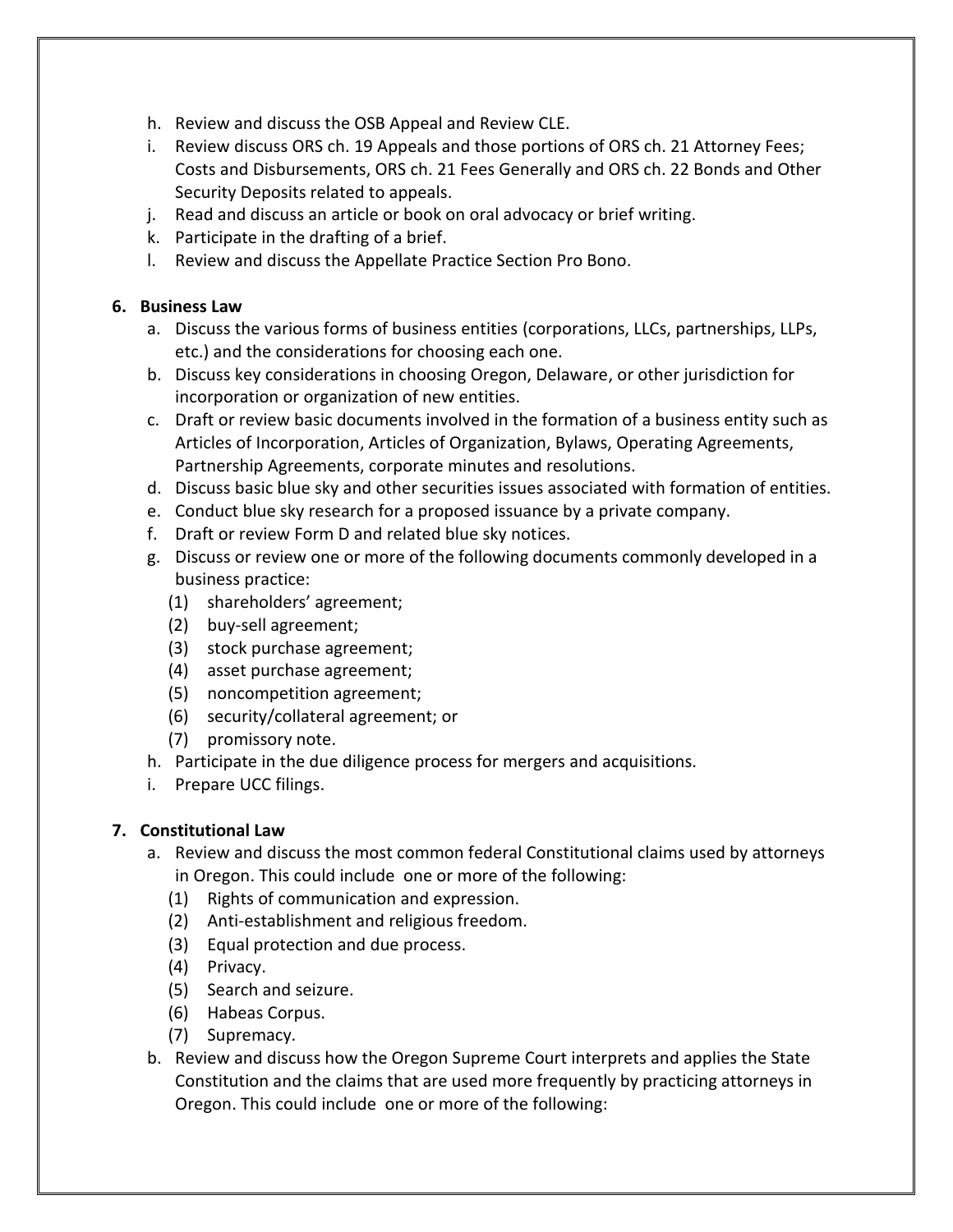h. Review and discuss the OSB Appeal and Review CLE.
i. Review discuss ORS ch. 19 Appeals and those portions of ORS ch. 21 Attorney Fees; Costs and Disbursements, ORS ch. 21 Fees Generally and ORS ch. 22 Bonds and Other Security Deposits related to appeals.
j. Read and discuss an article or book on oral advocacy or brief writing.
k. Participate in the drafting of a brief.
l. Review and discuss the Appellate Practice Section Pro Bono.

**6. Business Law**

a. Discuss the various forms of business entities (corporations, LLCs, partnerships, LLPs, etc.) and the considerations for choosing each one.
b. Discuss key considerations in choosing Oregon, Delaware, or other jurisdiction for incorporation or organization of new entities.
c. Draft or review basic documents involved in the formation of a business entity such as Articles of Incorporation, Articles of Organization, Bylaws, Operating Agreements, Partnership Agreements, corporate minutes and resolutions.
d. Discuss basic blue sky and other securities issues associated with formation of entities.
e. Conduct blue sky research for a proposed issuance by a private company.
f. Draft or review Form D and related blue sky notices.
g. Discuss or review one or more of the following documents commonly developed in a business practice:
   (1) shareholders' agreement;
   (2) buy-sell agreement;
   (3) stock purchase agreement;
   (4) asset purchase agreement;
   (5) noncompetition agreement;
   (6) security/collateral agreement; or
   (7) promissory note.
h. Participate in the due diligence process for mergers and acquisitions.
i. Prepare UCC filings.

**7. Constitutional Law**

a. Review and discuss the most common federal Constitutional claims used by attorneys in Oregon. This could include one or more of the following:
   (1) Rights of communication and expression.
   (2) Anti-establishment and religious freedom.
   (3) Equal protection and due process.
   (4) Privacy.
   (5) Search and seizure.
   (6) Habeas Corpus.
   (7) Supremacy.
b. Review and discuss how the Oregon Supreme Court interprets and applies the State Constitution and the claims that are used more frequently by practicing attorneys in Oregon. This could include one or more of the following: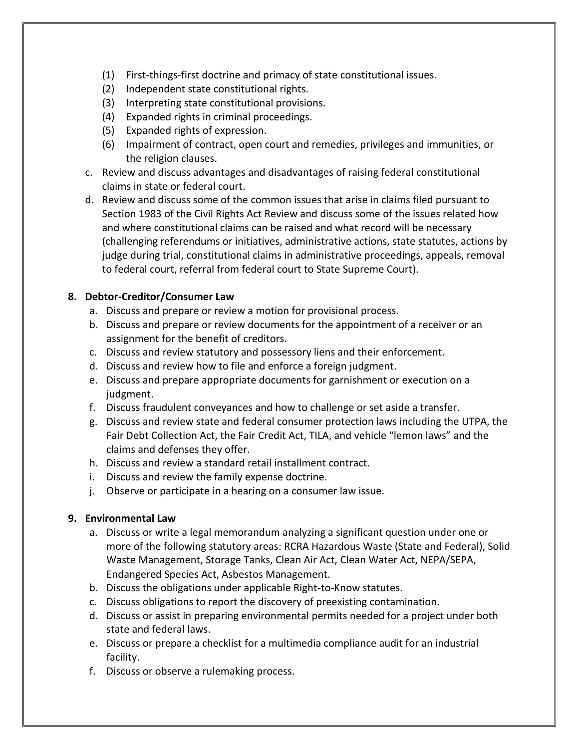(1) First-things-first doctrine and primacy of state constitutional issues.
   (2) Independent state constitutional rights.
   (3) Interpreting state constitutional provisions.
   (4) Expanded rights in criminal proceedings.
   (5) Expanded rights of expression.
   (6) Impairment of contract, open court and remedies, privileges and immunities, or the religion clauses.

c. Review and discuss advantages and disadvantages of raising federal constitutional claims in state or federal court.
d. Review and discuss some of the common issues that arise in claims filed pursuant to Section 1983 of the Civil Rights Act Review and discuss some of the issues related how and where constitutional claims can be raised and what record will be necessary (challenging referendums or initiatives, administrative actions, state statutes, actions by judge during trial, constitutional claims in administrative proceedings, appeals, removal to federal court, referral from federal court to State Supreme Court).

**8. Debtor-Creditor/Consumer Law**

a. Discuss and prepare or review a motion for provisional process.
b. Discuss and prepare or review documents for the appointment of a receiver or an assignment for the benefit of creditors.
c. Discuss and review statutory and possessory liens and their enforcement.
d. Discuss and review how to file and enforce a foreign judgment.
e. Discuss and prepare appropriate documents for garnishment or execution on a judgment.
f. Discuss fraudulent conveyances and how to challenge or set aside a transfer.
g. Discuss and review state and federal consumer protection laws including the UTPA, the Fair Debt Collection Act, the Fair Credit Act, TILA, and vehicle "lemon laws" and the claims and defenses they offer.
h. Discuss and review a standard retail installment contract.
i. Discuss and review the family expense doctrine.
j. Observe or participate in a hearing on a consumer law issue.

**9. Environmental Law**

a. Discuss or write a legal memorandum analyzing a significant question under one or more of the following statutory areas: RCRA Hazardous Waste (State and Federal), Solid Waste Management, Storage Tanks, Clean Air Act, Clean Water Act, NEPA/SEPA, Endangered Species Act, Asbestos Management.
b. Discuss the obligations under applicable Right-to-Know statutes.
c. Discuss obligations to report the discovery of preexisting contamination.
d. Discuss or assist in preparing environmental permits needed for a project under both state and federal laws.
e. Discuss or prepare a checklist for a multimedia compliance audit for an industrial facility.
f. Discuss or observe a rulemaking process.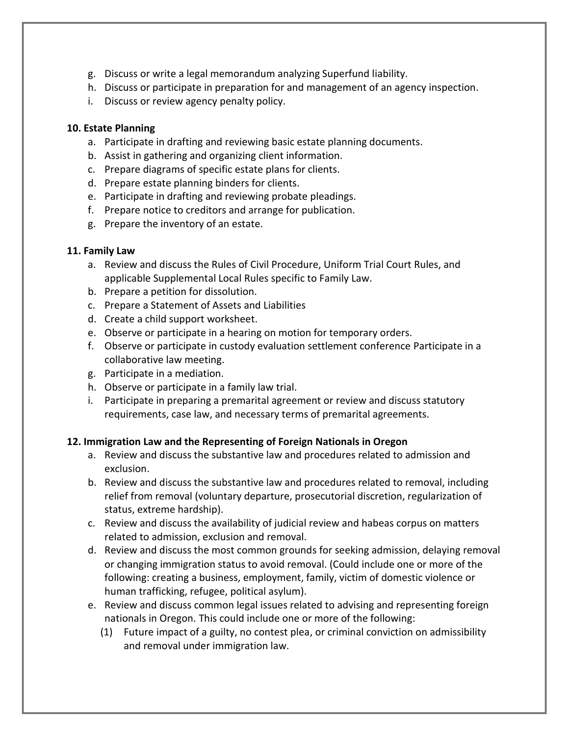g. Discuss or write a legal memorandum analyzing Superfund liability.
h. Discuss or participate in preparation for and management of an agency inspection.
i. Discuss or review agency penalty policy.

**10. Estate Planning**

a. Participate in drafting and reviewing basic estate planning documents.
b. Assist in gathering and organizing client information.
c. Prepare diagrams of specific estate plans for clients.
d. Prepare estate planning binders for clients.
e. Participate in drafting and reviewing probate pleadings.
f. Prepare notice to creditors and arrange for publication.
g. Prepare the inventory of an estate.

**11. Family Law**

a. Review and discuss the Rules of Civil Procedure, Uniform Trial Court Rules, and applicable Supplemental Local Rules specific to Family Law.
b. Prepare a petition for dissolution.
c. Prepare a Statement of Assets and Liabilities
d. Create a child support worksheet.
e. Observe or participate in a hearing on motion for temporary orders.
f. Observe or participate in custody evaluation settlement conference Participate in a collaborative law meeting.
g. Participate in a mediation.
h. Observe or participate in a family law trial.
i. Participate in preparing a premarital agreement or review and discuss statutory requirements, case law, and necessary terms of premarital agreements.

**12. Immigration Law and the Representing of Foreign Nationals in Oregon**

a. Review and discuss the substantive law and procedures related to admission and exclusion.
b. Review and discuss the substantive law and procedures related to removal, including relief from removal (voluntary departure, prosecutorial discretion, regularization of status, extreme hardship).
c. Review and discuss the availability of judicial review and habeas corpus on matters related to admission, exclusion and removal.
d. Review and discuss the most common grounds for seeking admission, delaying removal or changing immigration status to avoid removal. (Could include one or more of the following: creating a business, employment, family, victim of domestic violence or human trafficking, refugee, political asylum).
e. Review and discuss common legal issues related to advising and representing foreign nationals in Oregon. This could include one or more of the following:
   (1) Future impact of a guilty, no contest plea, or criminal conviction on admissibility and removal under immigration law.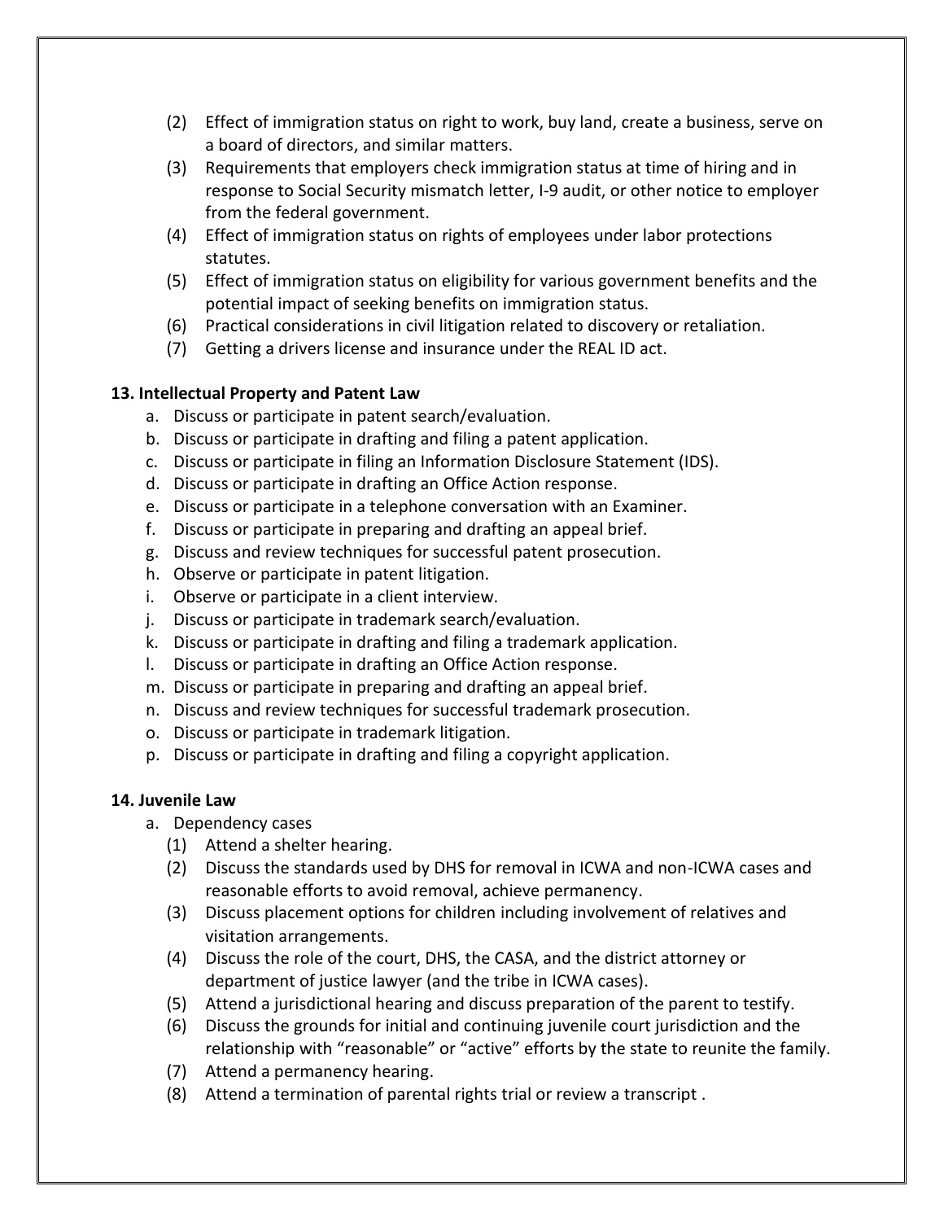(2) Effect of immigration status on right to work, buy land, create a business, serve on a board of directors, and similar matters.

(3) Requirements that employers check immigration status at time of hiring and in response to Social Security mismatch letter, I-9 audit, or other notice to employer from the federal government.

(4) Effect of immigration status on rights of employees under labor protections statutes.

(5) Effect of immigration status on eligibility for various government benefits and the potential impact of seeking benefits on immigration status.

(6) Practical considerations in civil litigation related to discovery or retaliation.

(7) Getting a drivers license and insurance under the REAL ID act.

**13. Intellectual Property and Patent Law**

a. Discuss or participate in patent search/evaluation.
b. Discuss or participate in drafting and filing a patent application.
c. Discuss or participate in filing an Information Disclosure Statement (IDS).
d. Discuss or participate in drafting an Office Action response.
e. Discuss or participate in a telephone conversation with an Examiner.
f. Discuss or participate in preparing and drafting an appeal brief.
g. Discuss and review techniques for successful patent prosecution.
h. Observe or participate in patent litigation.
i. Observe or participate in a client interview.
j. Discuss or participate in trademark search/evaluation.
k. Discuss or participate in drafting and filing a trademark application.
l. Discuss or participate in drafting an Office Action response.
m. Discuss or participate in preparing and drafting an appeal brief.
n. Discuss and review techniques for successful trademark prosecution.
o. Discuss or participate in trademark litigation.
p. Discuss or participate in drafting and filing a copyright application.

**14. Juvenile Law**

a. Dependency cases

(1) Attend a shelter hearing.

(2) Discuss the standards used by DHS for removal in ICWA and non-ICWA cases and reasonable efforts to avoid removal, achieve permanency.

(3) Discuss placement options for children including involvement of relatives and visitation arrangements.

(4) Discuss the role of the court, DHS, the CASA, and the district attorney or department of justice lawyer (and the tribe in ICWA cases).

(5) Attend a jurisdictional hearing and discuss preparation of the parent to testify.

(6) Discuss the grounds for initial and continuing juvenile court jurisdiction and the relationship with "reasonable" or "active" efforts by the state to reunite the family.

(7) Attend a permanency hearing.

(8) Attend a termination of parental rights trial or review a transcript .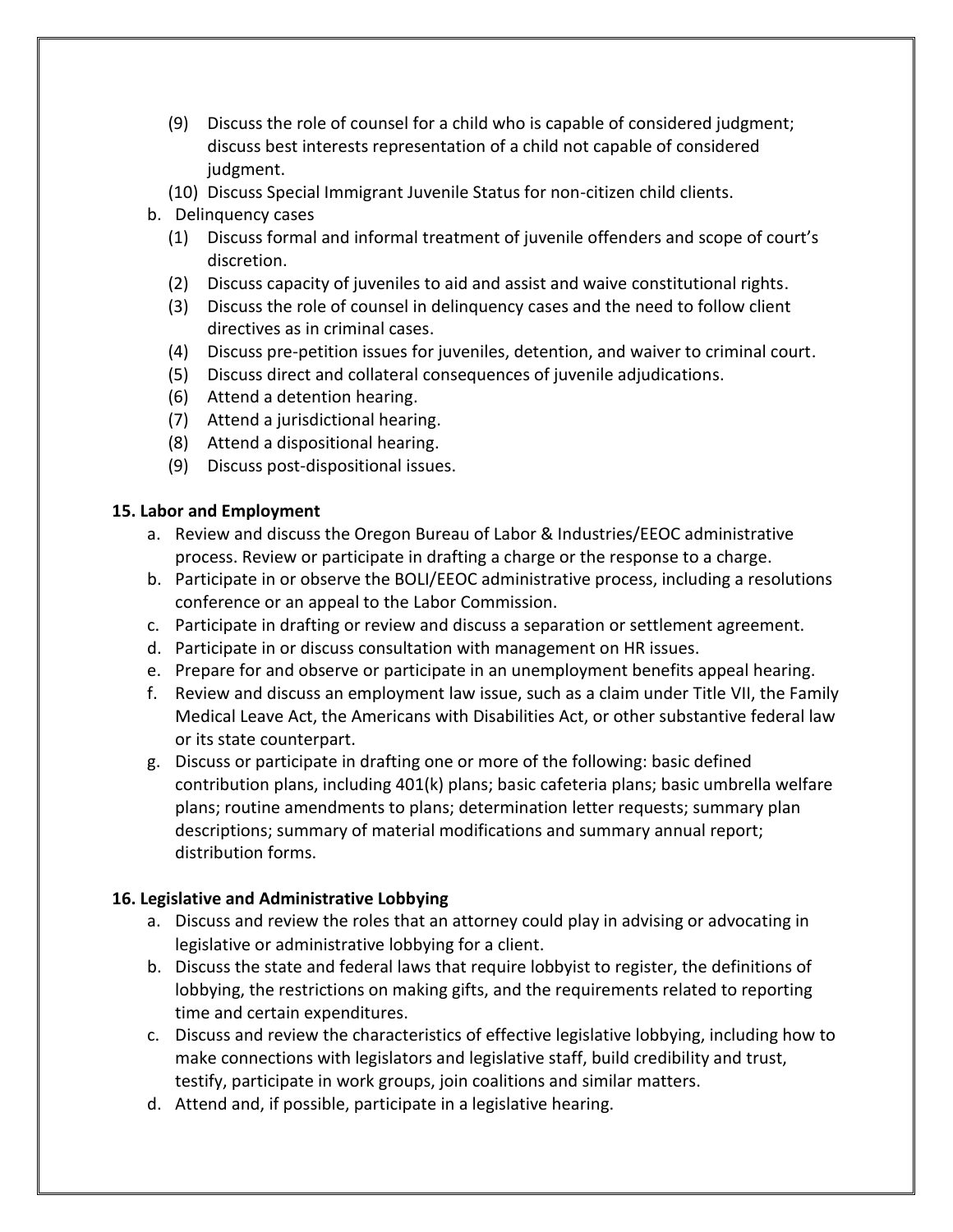(9) Discuss the role of counsel for a child who is capable of considered judgment; discuss best interests representation of a child not capable of considered judgment.

(10) Discuss Special Immigrant Juvenile Status for non-citizen child clients.

b. Delinquency cases

(1) Discuss formal and informal treatment of juvenile offenders and scope of court's discretion.

(2) Discuss capacity of juveniles to aid and assist and waive constitutional rights.

(3) Discuss the role of counsel in delinquency cases and the need to follow client directives as in criminal cases.

(4) Discuss pre-petition issues for juveniles, detention, and waiver to criminal court.

(5) Discuss direct and collateral consequences of juvenile adjudications.

(6) Attend a detention hearing.

(7) Attend a jurisdictional hearing.

(8) Attend a dispositional hearing.

(9) Discuss post-dispositional issues.

**15. Labor and Employment**

a. Review and discuss the Oregon Bureau of Labor & Industries/EEOC administrative process. Review or participate in drafting a charge or the response to a charge.

b. Participate in or observe the BOLI/EEOC administrative process, including a resolutions conference or an appeal to the Labor Commission.

c. Participate in drafting or review and discuss a separation or settlement agreement.

d. Participate in or discuss consultation with management on HR issues.

e. Prepare for and observe or participate in an unemployment benefits appeal hearing.

f. Review and discuss an employment law issue, such as a claim under Title VII, the Family Medical Leave Act, the Americans with Disabilities Act, or other substantive federal law or its state counterpart.

g. Discuss or participate in drafting one or more of the following: basic defined contribution plans, including 401(k) plans; basic cafeteria plans; basic umbrella welfare plans; routine amendments to plans; determination letter requests; summary plan descriptions; summary of material modifications and summary annual report; distribution forms.

**16. Legislative and Administrative Lobbying**

a. Discuss and review the roles that an attorney could play in advising or advocating in legislative or administrative lobbying for a client.

b. Discuss the state and federal laws that require lobbyist to register, the definitions of lobbying, the restrictions on making gifts, and the requirements related to reporting time and certain expenditures.

c. Discuss and review the characteristics of effective legislative lobbying, including how to make connections with legislators and legislative staff, build credibility and trust, testify, participate in work groups, join coalitions and similar matters.

d. Attend and, if possible, participate in a legislative hearing.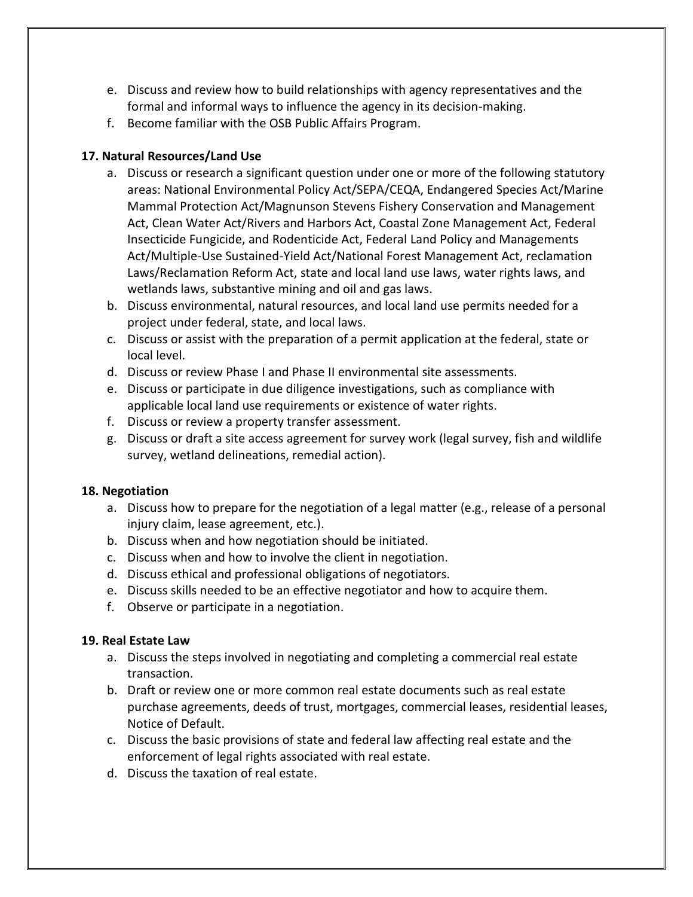e. Discuss and review how to build relationships with agency representatives and the formal and informal ways to influence the agency in its decision-making.
f. Become familiar with the OSB Public Affairs Program.

**17. Natural Resources/Land Use**

a. Discuss or research a significant question under one or more of the following statutory areas: National Environmental Policy Act/SEPA/CEQA, Endangered Species Act/Marine Mammal Protection Act/Magnunson Stevens Fishery Conservation and Management Act, Clean Water Act/Rivers and Harbors Act, Coastal Zone Management Act, Federal Insecticide Fungicide, and Rodenticide Act, Federal Land Policy and Managements Act/Multiple-Use Sustained-Yield Act/National Forest Management Act, reclamation Laws/Reclamation Reform Act, state and local land use laws, water rights laws, and wetlands laws, substantive mining and oil and gas laws.
b. Discuss environmental, natural resources, and local land use permits needed for a project under federal, state, and local laws.
c. Discuss or assist with the preparation of a permit application at the federal, state or local level.
d. Discuss or review Phase I and Phase II environmental site assessments.
e. Discuss or participate in due diligence investigations, such as compliance with applicable local land use requirements or existence of water rights.
f. Discuss or review a property transfer assessment.
g. Discuss or draft a site access agreement for survey work (legal survey, fish and wildlife survey, wetland delineations, remedial action).

**18. Negotiation**

a. Discuss how to prepare for the negotiation of a legal matter (e.g., release of a personal injury claim, lease agreement, etc.).
b. Discuss when and how negotiation should be initiated.
c. Discuss when and how to involve the client in negotiation.
d. Discuss ethical and professional obligations of negotiators.
e. Discuss skills needed to be an effective negotiator and how to acquire them.
f. Observe or participate in a negotiation.

**19. Real Estate Law**

a. Discuss the steps involved in negotiating and completing a commercial real estate transaction.
b. Draft or review one or more common real estate documents such as real estate purchase agreements, deeds of trust, mortgages, commercial leases, residential leases, Notice of Default.
c. Discuss the basic provisions of state and federal law affecting real estate and the enforcement of legal rights associated with real estate.
d. Discuss the taxation of real estate.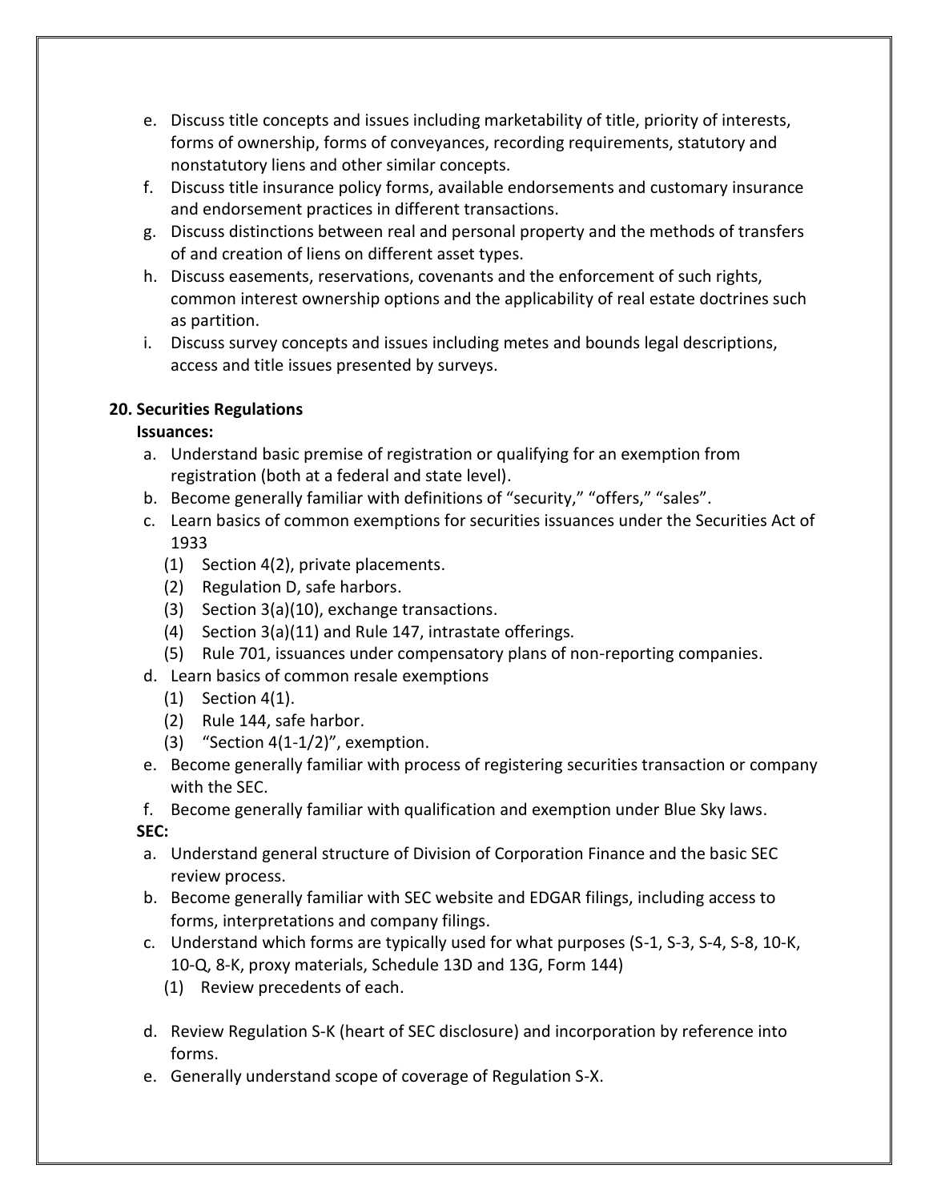e. Discuss title concepts and issues including marketability of title, priority of interests, forms of ownership, forms of conveyances, recording requirements, statutory and nonstatutory liens and other similar concepts.
f. Discuss title insurance policy forms, available endorsements and customary insurance and endorsement practices in different transactions.
g. Discuss distinctions between real and personal property and the methods of transfers of and creation of liens on different asset types.
h. Discuss easements, reservations, covenants and the enforcement of such rights, common interest ownership options and the applicability of real estate doctrines such as partition.
i. Discuss survey concepts and issues including metes and bounds legal descriptions, access and title issues presented by surveys.

**20. Securities Regulations**

**Issuances:**

a. Understand basic premise of registration or qualifying for an exemption from registration (both at a federal and state level).
b. Become generally familiar with definitions of "security," "offers," "sales".
c. Learn basics of common exemptions for securities issuances under the Securities Act of 1933
   (1) Section 4(2), private placements.
   (2) Regulation D, safe harbors.
   (3) Section 3(a)(10), exchange transactions.
   (4) Section 3(a)(11) and Rule 147, intrastate offerings.
   (5) Rule 701, issuances under compensatory plans of non-reporting companies.
d. Learn basics of common resale exemptions
   (1) Section 4(1).
   (2) Rule 144, safe harbor.
   (3) "Section 4(1-1/2)", exemption.
e. Become generally familiar with process of registering securities transaction or company with the SEC.
f. Become generally familiar with qualification and exemption under Blue Sky laws.

**SEC:**

a. Understand general structure of Division of Corporation Finance and the basic SEC review process.
b. Become generally familiar with SEC website and EDGAR filings, including access to forms, interpretations and company filings.
c. Understand which forms are typically used for what purposes (S-1, S-3, S-4, S-8, 10-K, 10-Q, 8-K, proxy materials, Schedule 13D and 13G, Form 144)
   (1) Review precedents of each.
d. Review Regulation S-K (heart of SEC disclosure) and incorporation by reference into forms.
e. Generally understand scope of coverage of Regulation S-X.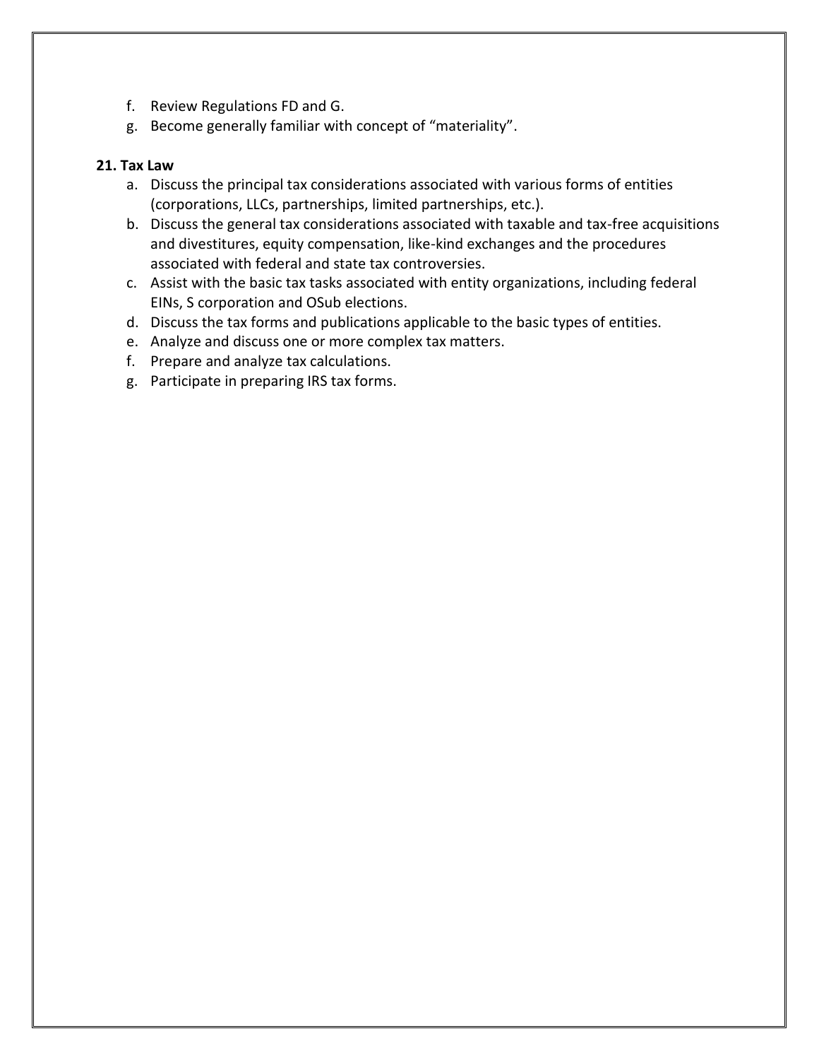f. Review Regulations FD and G.
g. Become generally familiar with concept of "materiality".

**21. Tax Law**

a. Discuss the principal tax considerations associated with various forms of entities (corporations, LLCs, partnerships, limited partnerships, etc.).
b. Discuss the general tax considerations associated with taxable and tax-free acquisitions and divestitures, equity compensation, like-kind exchanges and the procedures associated with federal and state tax controversies.
c. Assist with the basic tax tasks associated with entity organizations, including federal EINs, S corporation and OSub elections.
d. Discuss the tax forms and publications applicable to the basic types of entities.
e. Analyze and discuss one or more complex tax matters.
f. Prepare and analyze tax calculations.
g. Participate in preparing IRS tax forms.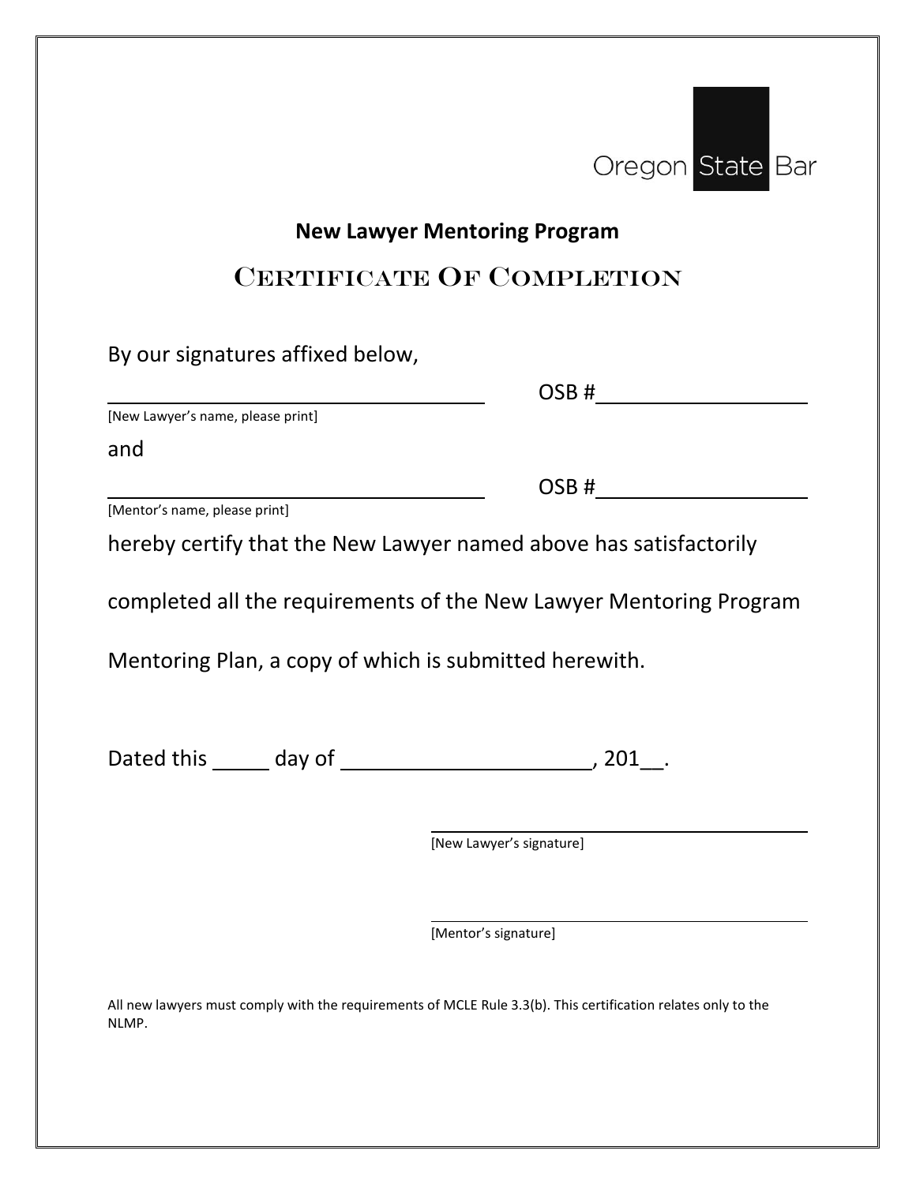Oregon State Bar

## New Lawyer Mentoring Program

# Certificate Of Completion

By our signatures affixed below,

\_\_\_\_\_\_\_\_\_\_\_\_\_\_\_\_\_\_\_\_\_\_\_\_\_\_\_\_\_\_\_\_ OSB #\_\_\_\_\_\_\_\_\_\_\_\_\_\_\_\_\_\_

[New Lawyer's name, please print]

and

\_\_\_\_\_\_\_\_\_\_\_\_\_\_\_\_\_\_\_\_\_\_\_\_\_\_\_\_\_\_\_\_ OSB #\_\_\_\_\_\_\_\_\_\_\_\_\_\_\_\_\_\_

[Mentor's name, please print]

hereby certify that the New Lawyer named above has satisfactorily completed all the requirements of the New Lawyer Mentoring Program Mentoring Plan, a copy of which is submitted herewith.

Dated this \_\_\_\_\_ day of \_\_\_\_\_\_\_\_\_\_\_\_\_\_\_\_\_\_\_\_\_, 201\_\_.

\_\_\_\_\_\_\_\_\_\_\_\_\_\_\_\_\_\_\_\_\_\_\_\_\_\_\_\_\_\_\_\_

[New Lawyer's signature]

\_\_\_\_\_\_\_\_\_\_\_\_\_\_\_\_\_\_\_\_\_\_\_\_\_\_\_\_\_\_\_\_

[Mentor's signature]

All new lawyers must comply with the requirements of MCLE Rule 3.3(b). This certification relates only to the NLMP.